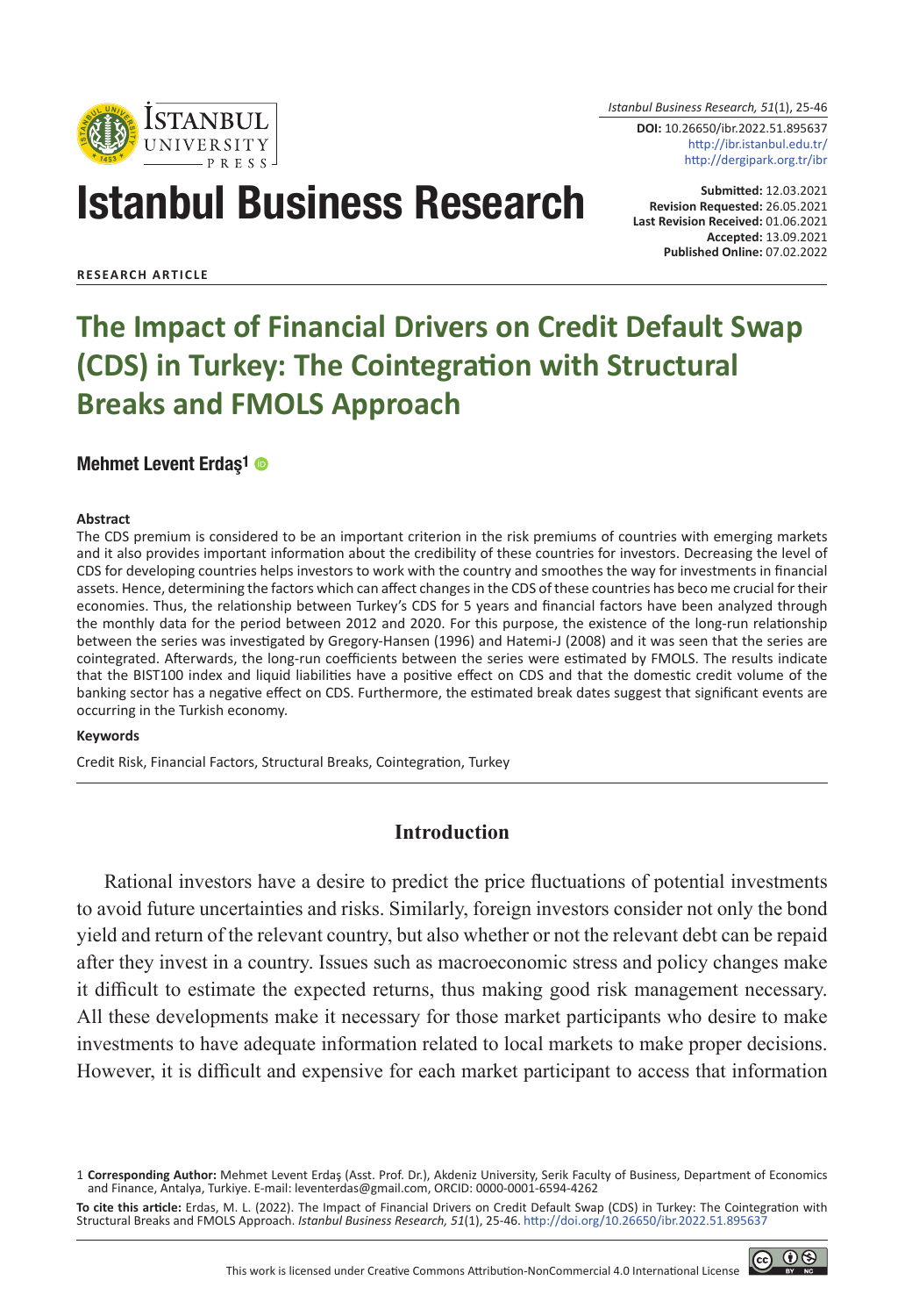**RESEARCH ARTICLE**

Submitted: 12.03.2021
Revision Requested: 26.05.2021
Last Revision Received: 01.06.2021
Accepted: 13.09.2021
Published Online: 07.02.2022

DOI: 10.26650/ibr.2022.51.895637
http://ibr.istanbul.edu.tr/
http://dergipark.org.tr/ibr

# The Impact of Financial Drivers on Credit Default Swap (CDS) in Turkey: The Cointegration with Structural Breaks and FMOLS Approach

**Mehmet Levent Erdaş[1]**

### Abstract

The CDS premium is considered to be an important criterion in the risk premiums of countries with emerging markets and it also provides important information about the credibility of these countries for investors. Decreasing the level of CDS for developing countries helps investors to work with the country and smoothes the way for investments in financial assets. Hence, determining the factors which can affect changes in the CDS of these countries has beco me crucial for their economies. Thus, the relationship between Turkey's CDS for 5 years and financial factors have been analyzed through the monthly data for the period between 2012 and 2020. For this purpose, the existence of the long-run relationship between the series was investigated by Gregory-Hansen (1996) and Hatemi-J (2008) and it was seen that the series are cointegrated. Afterwards, the long-run coefficients between the series were estimated by FMOLS. The results indicate that the BIST100 index and liquid liabilities have a positive effect on CDS and that the domestic credit volume of the banking sector has a negative effect on CDS. Furthermore, the estimated break dates suggest that significant events are occurring in the Turkish economy.

### Keywords

Credit Risk, Financial Factors, Structural Breaks, Cointegration, Turkey

## Introduction

Rational investors have a desire to predict the price fluctuations of potential investments to avoid future uncertainties and risks. Similarly, foreign investors consider not only the bond yield and return of the relevant country, but also whether or not the relevant debt can be repaid after they invest in a country. Issues such as macroeconomic stress and policy changes make it difficult to estimate the expected returns, thus making good risk management necessary. All these developments make it necessary for those market participants who desire to make investments to have adequate information related to local markets to make proper decisions. However, it is difficult and expensive for each market participant to access that information

1 **Corresponding Author:** Mehmet Levent Erdaş (Asst. Prof. Dr.), Akdeniz University, Serik Faculty of Business, Department of Economics and Finance, Antalya, Turkiye. E-mail: leventerdas@gmail.com, ORCID: 0000-0001-6594-4262

**To cite this article:** Erdas, M. L. (2022). The Impact of Financial Drivers on Credit Default Swap (CDS) in Turkey: The Cointegration with Structural Breaks and FMOLS Approach. *Istanbul Business Research, 51*(1), 25-46. http://doi.org/10.26650/ibr.2022.51.895637

This work is licensed under Creative Commons Attribution-NonCommercial 4.0 International License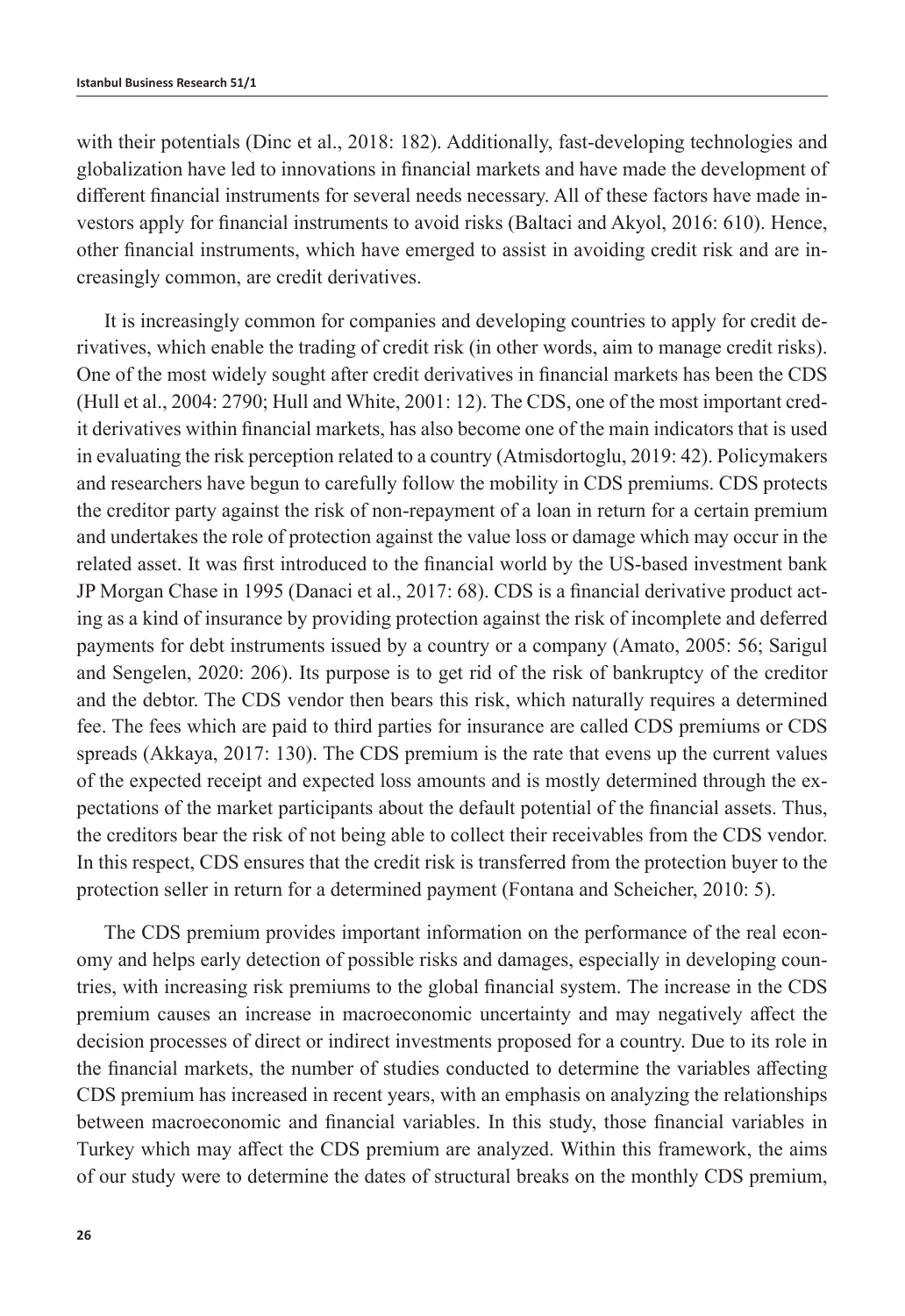with their potentials (Dinc et al., 2018: 182). Additionally, fast-developing technologies and globalization have led to innovations in financial markets and have made the development of different financial instruments for several needs necessary. All of these factors have made investors apply for financial instruments to avoid risks (Baltaci and Akyol, 2016: 610). Hence, other financial instruments, which have emerged to assist in avoiding credit risk and are increasingly common, are credit derivatives.

It is increasingly common for companies and developing countries to apply for credit derivatives, which enable the trading of credit risk (in other words, aim to manage credit risks). One of the most widely sought after credit derivatives in financial markets has been the CDS (Hull et al., 2004: 2790; Hull and White, 2001: 12). The CDS, one of the most important credit derivatives within financial markets, has also become one of the main indicators that is used in evaluating the risk perception related to a country (Atmisdortoglu, 2019: 42). Policymakers and researchers have begun to carefully follow the mobility in CDS premiums. CDS protects the creditor party against the risk of non-repayment of a loan in return for a certain premium and undertakes the role of protection against the value loss or damage which may occur in the related asset. It was first introduced to the financial world by the US-based investment bank JP Morgan Chase in 1995 (Danaci et al., 2017: 68). CDS is a financial derivative product acting as a kind of insurance by providing protection against the risk of incomplete and deferred payments for debt instruments issued by a country or a company (Amato, 2005: 56; Sarigul and Sengelen, 2020: 206). Its purpose is to get rid of the risk of bankruptcy of the creditor and the debtor. The CDS vendor then bears this risk, which naturally requires a determined fee. The fees which are paid to third parties for insurance are called CDS premiums or CDS spreads (Akkaya, 2017: 130). The CDS premium is the rate that evens up the current values of the expected receipt and expected loss amounts and is mostly determined through the expectations of the market participants about the default potential of the financial assets. Thus, the creditors bear the risk of not being able to collect their receivables from the CDS vendor. In this respect, CDS ensures that the credit risk is transferred from the protection buyer to the protection seller in return for a determined payment (Fontana and Scheicher, 2010: 5).

The CDS premium provides important information on the performance of the real economy and helps early detection of possible risks and damages, especially in developing countries, with increasing risk premiums to the global financial system. The increase in the CDS premium causes an increase in macroeconomic uncertainty and may negatively affect the decision processes of direct or indirect investments proposed for a country. Due to its role in the financial markets, the number of studies conducted to determine the variables affecting CDS premium has increased in recent years, with an emphasis on analyzing the relationships between macroeconomic and financial variables. In this study, those financial variables in Turkey which may affect the CDS premium are analyzed. Within this framework, the aims of our study were to determine the dates of structural breaks on the monthly CDS premium,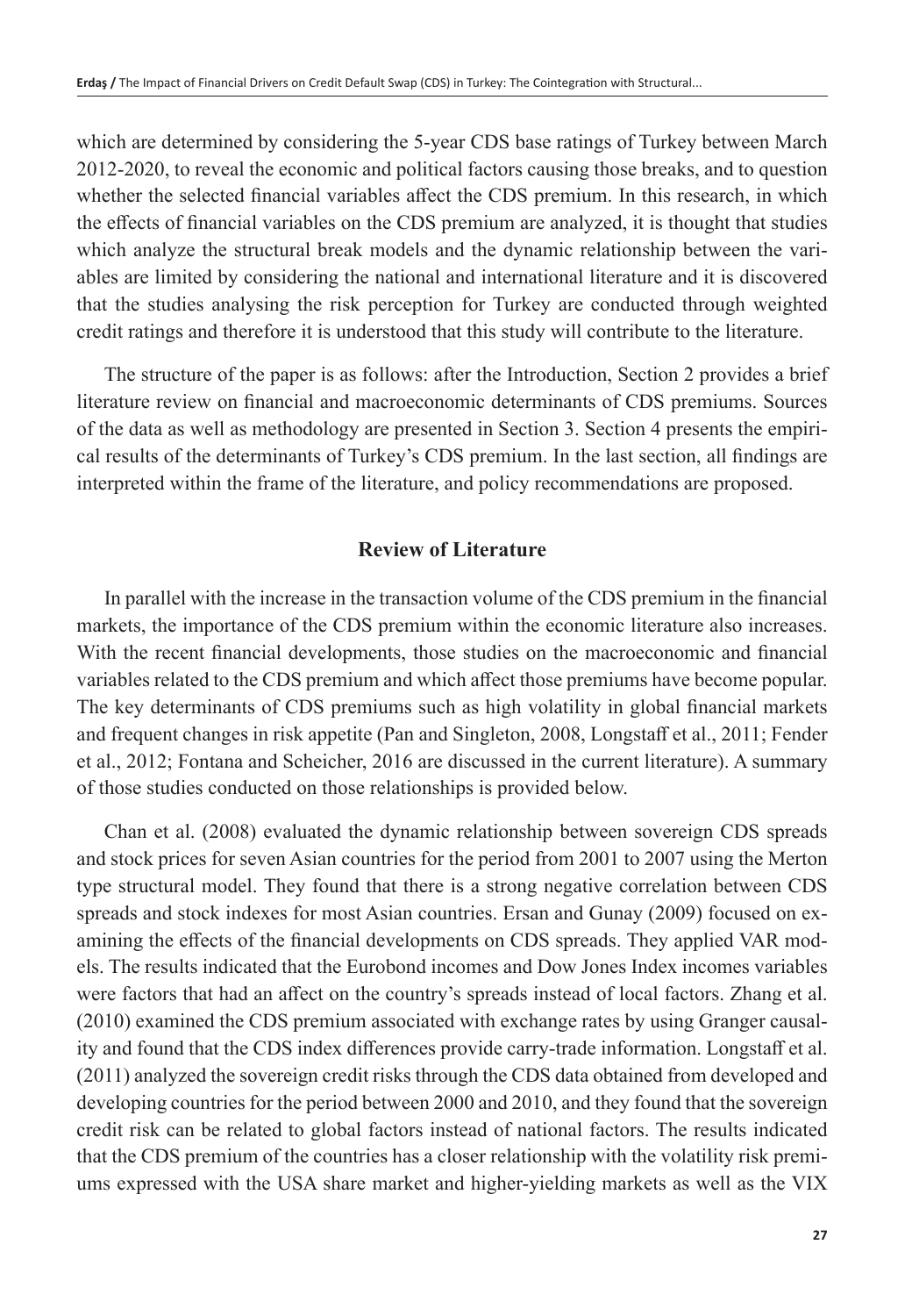which are determined by considering the 5-year CDS base ratings of Turkey between March 2012-2020, to reveal the economic and political factors causing those breaks, and to question whether the selected financial variables affect the CDS premium. In this research, in which the effects of financial variables on the CDS premium are analyzed, it is thought that studies which analyze the structural break models and the dynamic relationship between the variables are limited by considering the national and international literature and it is discovered that the studies analysing the risk perception for Turkey are conducted through weighted credit ratings and therefore it is understood that this study will contribute to the literature.

The structure of the paper is as follows: after the Introduction, Section 2 provides a brief literature review on financial and macroeconomic determinants of CDS premiums. Sources of the data as well as methodology are presented in Section 3. Section 4 presents the empirical results of the determinants of Turkey's CDS premium. In the last section, all findings are interpreted within the frame of the literature, and policy recommendations are proposed.

## Review of Literature

In parallel with the increase in the transaction volume of the CDS premium in the financial markets, the importance of the CDS premium within the economic literature also increases. With the recent financial developments, those studies on the macroeconomic and financial variables related to the CDS premium and which affect those premiums have become popular. The key determinants of CDS premiums such as high volatility in global financial markets and frequent changes in risk appetite (Pan and Singleton, 2008, Longstaff et al., 2011; Fender et al., 2012; Fontana and Scheicher, 2016 are discussed in the current literature). A summary of those studies conducted on those relationships is provided below.

Chan et al. (2008) evaluated the dynamic relationship between sovereign CDS spreads and stock prices for seven Asian countries for the period from 2001 to 2007 using the Merton type structural model. They found that there is a strong negative correlation between CDS spreads and stock indexes for most Asian countries. Ersan and Gunay (2009) focused on examining the effects of the financial developments on CDS spreads. They applied VAR models. The results indicated that the Eurobond incomes and Dow Jones Index incomes variables were factors that had an affect on the country's spreads instead of local factors. Zhang et al. (2010) examined the CDS premium associated with exchange rates by using Granger causality and found that the CDS index differences provide carry-trade information. Longstaff et al. (2011) analyzed the sovereign credit risks through the CDS data obtained from developed and developing countries for the period between 2000 and 2010, and they found that the sovereign credit risk can be related to global factors instead of national factors. The results indicated that the CDS premium of the countries has a closer relationship with the volatility risk premiums expressed with the USA share market and higher-yielding markets as well as the VIX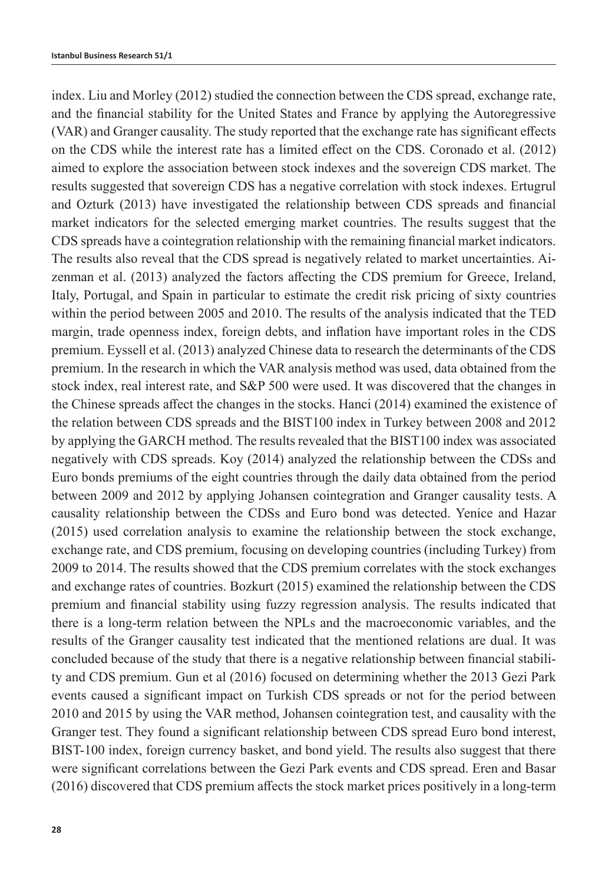index. Liu and Morley (2012) studied the connection between the CDS spread, exchange rate, and the financial stability for the United States and France by applying the Autoregressive (VAR) and Granger causality. The study reported that the exchange rate has significant effects on the CDS while the interest rate has a limited effect on the CDS. Coronado et al. (2012) aimed to explore the association between stock indexes and the sovereign CDS market. The results suggested that sovereign CDS has a negative correlation with stock indexes. Ertugrul and Ozturk (2013) have investigated the relationship between CDS spreads and financial market indicators for the selected emerging market countries. The results suggest that the CDS spreads have a cointegration relationship with the remaining financial market indicators. The results also reveal that the CDS spread is negatively related to market uncertainties. Aizenman et al. (2013) analyzed the factors affecting the CDS premium for Greece, Ireland, Italy, Portugal, and Spain in particular to estimate the credit risk pricing of sixty countries within the period between 2005 and 2010. The results of the analysis indicated that the TED margin, trade openness index, foreign debts, and inflation have important roles in the CDS premium. Eyssell et al. (2013) analyzed Chinese data to research the determinants of the CDS premium. In the research in which the VAR analysis method was used, data obtained from the stock index, real interest rate, and S&P 500 were used. It was discovered that the changes in the Chinese spreads affect the changes in the stocks. Hanci (2014) examined the existence of the relation between CDS spreads and the BIST100 index in Turkey between 2008 and 2012 by applying the GARCH method. The results revealed that the BIST100 index was associated negatively with CDS spreads. Koy (2014) analyzed the relationship between the CDSs and Euro bonds premiums of the eight countries through the daily data obtained from the period between 2009 and 2012 by applying Johansen cointegration and Granger causality tests. A causality relationship between the CDSs and Euro bond was detected. Yenice and Hazar (2015) used correlation analysis to examine the relationship between the stock exchange, exchange rate, and CDS premium, focusing on developing countries (including Turkey) from 2009 to 2014. The results showed that the CDS premium correlates with the stock exchanges and exchange rates of countries. Bozkurt (2015) examined the relationship between the CDS premium and financial stability using fuzzy regression analysis. The results indicated that there is a long-term relation between the NPLs and the macroeconomic variables, and the results of the Granger causality test indicated that the mentioned relations are dual. It was concluded because of the study that there is a negative relationship between financial stability and CDS premium. Gun et al (2016) focused on determining whether the 2013 Gezi Park events caused a significant impact on Turkish CDS spreads or not for the period between 2010 and 2015 by using the VAR method, Johansen cointegration test, and causality with the Granger test. They found a significant relationship between CDS spread Euro bond interest, BIST-100 index, foreign currency basket, and bond yield. The results also suggest that there were significant correlations between the Gezi Park events and CDS spread. Eren and Basar (2016) discovered that CDS premium affects the stock market prices positively in a long-term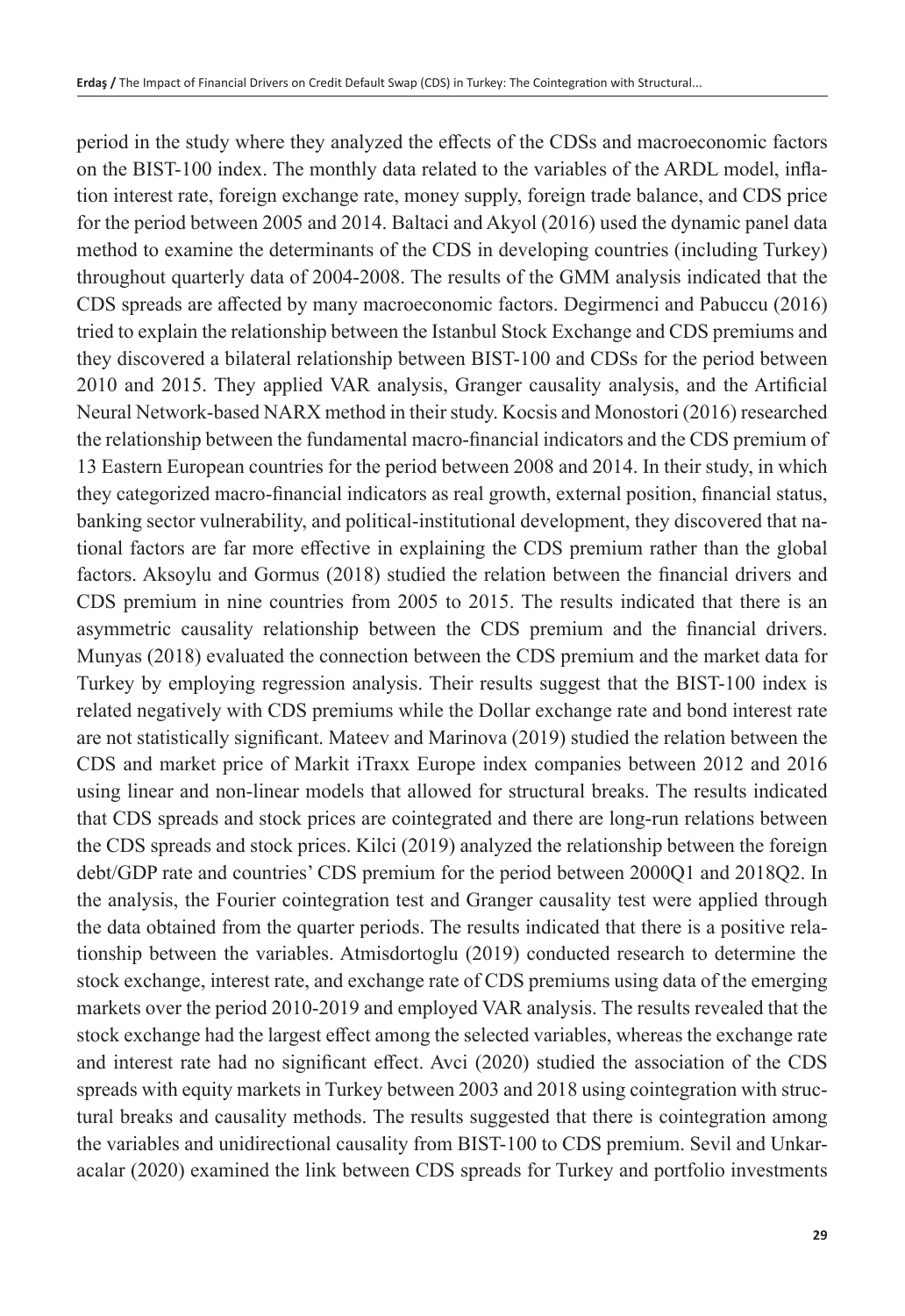period in the study where they analyzed the effects of the CDSs and macroeconomic factors on the BIST-100 index. The monthly data related to the variables of the ARDL model, inflation interest rate, foreign exchange rate, money supply, foreign trade balance, and CDS price for the period between 2005 and 2014. Baltaci and Akyol (2016) used the dynamic panel data method to examine the determinants of the CDS in developing countries (including Turkey) throughout quarterly data of 2004-2008. The results of the GMM analysis indicated that the CDS spreads are affected by many macroeconomic factors. Degirmenci and Pabuccu (2016) tried to explain the relationship between the Istanbul Stock Exchange and CDS premiums and they discovered a bilateral relationship between BIST-100 and CDSs for the period between 2010 and 2015. They applied VAR analysis, Granger causality analysis, and the Artificial Neural Network-based NARX method in their study. Kocsis and Monostori (2016) researched the relationship between the fundamental macro-financial indicators and the CDS premium of 13 Eastern European countries for the period between 2008 and 2014. In their study, in which they categorized macro-financial indicators as real growth, external position, financial status, banking sector vulnerability, and political-institutional development, they discovered that national factors are far more effective in explaining the CDS premium rather than the global factors. Aksoylu and Gormus (2018) studied the relation between the financial drivers and CDS premium in nine countries from 2005 to 2015. The results indicated that there is an asymmetric causality relationship between the CDS premium and the financial drivers. Munyas (2018) evaluated the connection between the CDS premium and the market data for Turkey by employing regression analysis. Their results suggest that the BIST-100 index is related negatively with CDS premiums while the Dollar exchange rate and bond interest rate are not statistically significant. Mateev and Marinova (2019) studied the relation between the CDS and market price of Markit iTraxx Europe index companies between 2012 and 2016 using linear and non-linear models that allowed for structural breaks. The results indicated that CDS spreads and stock prices are cointegrated and there are long-run relations between the CDS spreads and stock prices. Kilci (2019) analyzed the relationship between the foreign debt/GDP rate and countries' CDS premium for the period between 2000Q1 and 2018Q2. In the analysis, the Fourier cointegration test and Granger causality test were applied through the data obtained from the quarter periods. The results indicated that there is a positive relationship between the variables. Atmisdortoglu (2019) conducted research to determine the stock exchange, interest rate, and exchange rate of CDS premiums using data of the emerging markets over the period 2010-2019 and employed VAR analysis. The results revealed that the stock exchange had the largest effect among the selected variables, whereas the exchange rate and interest rate had no significant effect. Avci (2020) studied the association of the CDS spreads with equity markets in Turkey between 2003 and 2018 using cointegration with structural breaks and causality methods. The results suggested that there is cointegration among the variables and unidirectional causality from BIST-100 to CDS premium. Sevil and Unkaracalar (2020) examined the link between CDS spreads for Turkey and portfolio investments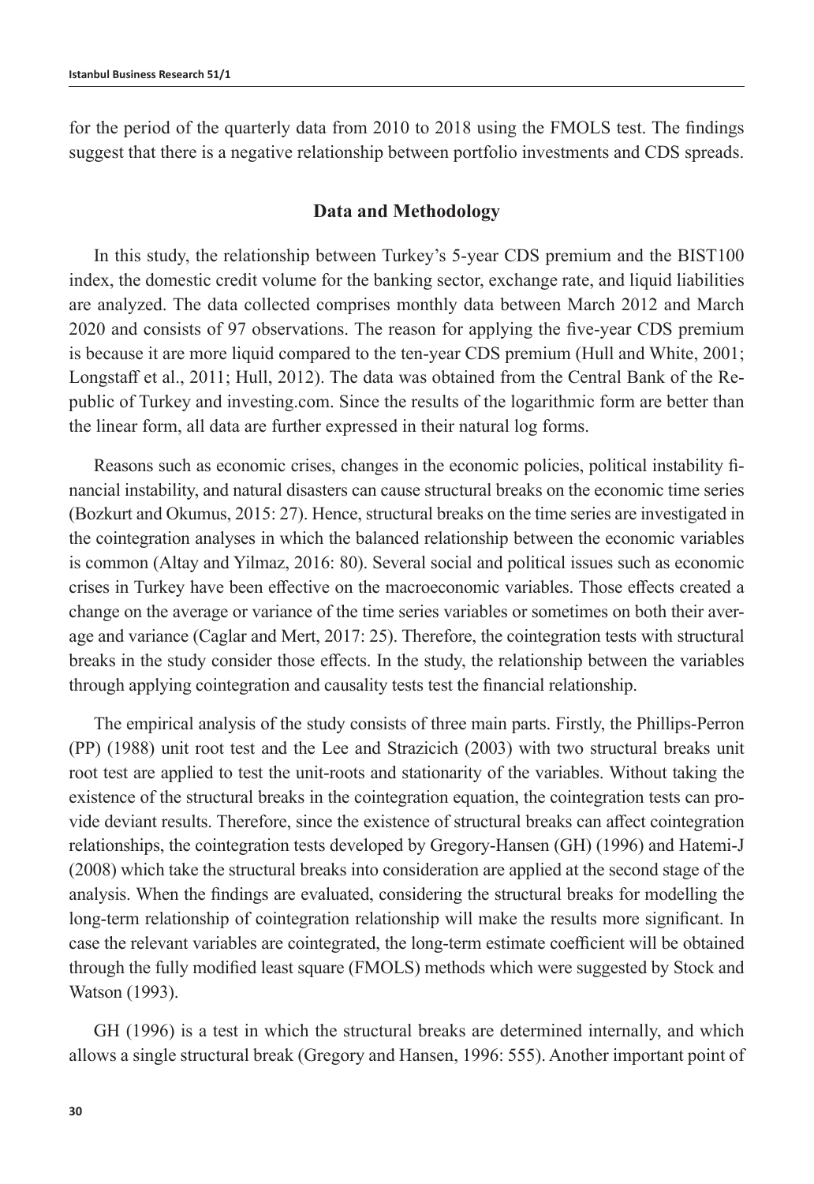for the period of the quarterly data from 2010 to 2018 using the FMOLS test. The findings suggest that there is a negative relationship between portfolio investments and CDS spreads.

## Data and Methodology

In this study, the relationship between Turkey's 5-year CDS premium and the BIST100 index, the domestic credit volume for the banking sector, exchange rate, and liquid liabilities are analyzed. The data collected comprises monthly data between March 2012 and March 2020 and consists of 97 observations. The reason for applying the five-year CDS premium is because it are more liquid compared to the ten-year CDS premium (Hull and White, 2001; Longstaff et al., 2011; Hull, 2012). The data was obtained from the Central Bank of the Republic of Turkey and investing.com. Since the results of the logarithmic form are better than the linear form, all data are further expressed in their natural log forms.

Reasons such as economic crises, changes in the economic policies, political instability financial instability, and natural disasters can cause structural breaks on the economic time series (Bozkurt and Okumus, 2015: 27). Hence, structural breaks on the time series are investigated in the cointegration analyses in which the balanced relationship between the economic variables is common (Altay and Yilmaz, 2016: 80). Several social and political issues such as economic crises in Turkey have been effective on the macroeconomic variables. Those effects created a change on the average or variance of the time series variables or sometimes on both their average and variance (Caglar and Mert, 2017: 25). Therefore, the cointegration tests with structural breaks in the study consider those effects. In the study, the relationship between the variables through applying cointegration and causality tests test the financial relationship.

The empirical analysis of the study consists of three main parts. Firstly, the Phillips-Perron (PP) (1988) unit root test and the Lee and Strazicich (2003) with two structural breaks unit root test are applied to test the unit-roots and stationarity of the variables. Without taking the existence of the structural breaks in the cointegration equation, the cointegration tests can provide deviant results. Therefore, since the existence of structural breaks can affect cointegration relationships, the cointegration tests developed by Gregory-Hansen (GH) (1996) and Hatemi-J (2008) which take the structural breaks into consideration are applied at the second stage of the analysis. When the findings are evaluated, considering the structural breaks for modelling the long-term relationship of cointegration relationship will make the results more significant. In case the relevant variables are cointegrated, the long-term estimate coefficient will be obtained through the fully modified least square (FMOLS) methods which were suggested by Stock and Watson (1993).

GH (1996) is a test in which the structural breaks are determined internally, and which allows a single structural break (Gregory and Hansen, 1996: 555). Another important point of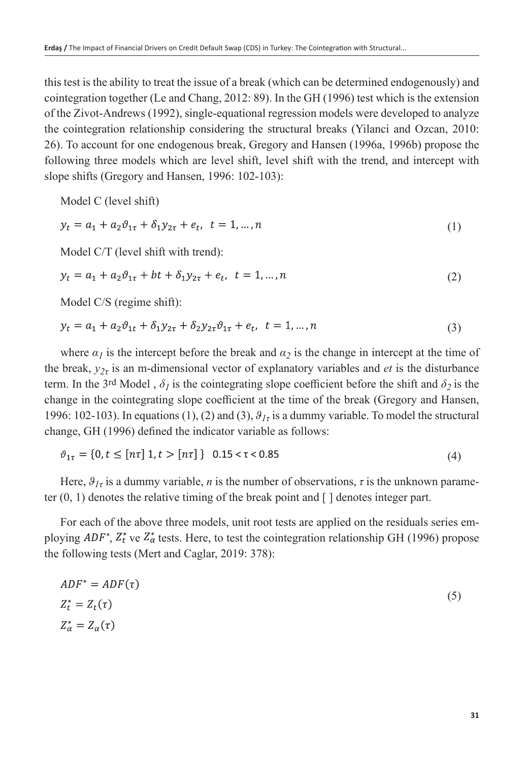this test is the ability to treat the issue of a break (which can be determined endogenously) and cointegration together (Le and Chang, 2012: 89). In the GH (1996) test which is the extension of the Zivot-Andrews (1992), single-equational regression models were developed to analyze the cointegration relationship considering the structural breaks (Yilanci and Ozcan, 2010: 26). To account for one endogenous break, Gregory and Hansen (1996a, 1996b) propose the following three models which are level shift, level shift with the trend, and intercept with slope shifts (Gregory and Hansen, 1996: 102-103):

Model C (level shift)

$$y_t = a_1 + a_2\vartheta_{1\tau} + \delta_1 y_{2\tau} + e_t, \;\; t = 1, \dots, n \tag{1}$$

Model C/T (level shift with trend):

$$y_t = a_1 + a_2\vartheta_{1\tau} + bt + \delta_1 y_{2\tau} + e_t, \;\; t = 1, \dots, n \tag{2}$$

Model C/S (regime shift):

$$y_t = a_1 + a_2\vartheta_{1t} + \delta_1 y_{2\tau} + \delta_2 y_{2\tau}\vartheta_{1\tau} + e_t, \;\; t = 1, \dots, n \tag{3}$$

where $\alpha_1$ is the intercept before the break and $\alpha_2$ is the change in intercept at the time of the break, $y_{2\tau}$ is an m-dimensional vector of explanatory variables and *et* is the disturbance term. In the 3rd Model , $\delta_1$ is the cointegrating slope coefficient before the shift and $\delta_2$ is the change in the cointegrating slope coefficient at the time of the break (Gregory and Hansen, 1996: 102-103). In equations (1), (2) and (3), $\vartheta_{1\tau}$ is a dummy variable. To model the structural change, GH (1996) defined the indicator variable as follows:

$$\vartheta_{1\tau} = \{0, t \leq [n\tau] \; 1, t > [n\tau]\} \;\; 0.15 < \tau < 0.85 \tag{4}$$

Here, $\vartheta_{1\tau}$ is a dummy variable, *n* is the number of observations, $\tau$ is the unknown parameter (0, 1) denotes the relative timing of the break point and [ ] denotes integer part.

For each of the above three models, unit root tests are applied on the residuals series employing $ADF^*$, $Z_t^*$ ve $Z_\alpha^*$ tests. Here, to test the cointegration relationship GH (1996) propose the following tests (Mert and Caglar, 2019: 378):

$$
\begin{aligned}
ADF^* &= ADF(\tau) \\
Z_t^* &= Z_t(\tau) \\
Z_\alpha^* &= Z_\alpha(\tau)
\end{aligned}
\tag{5}
$$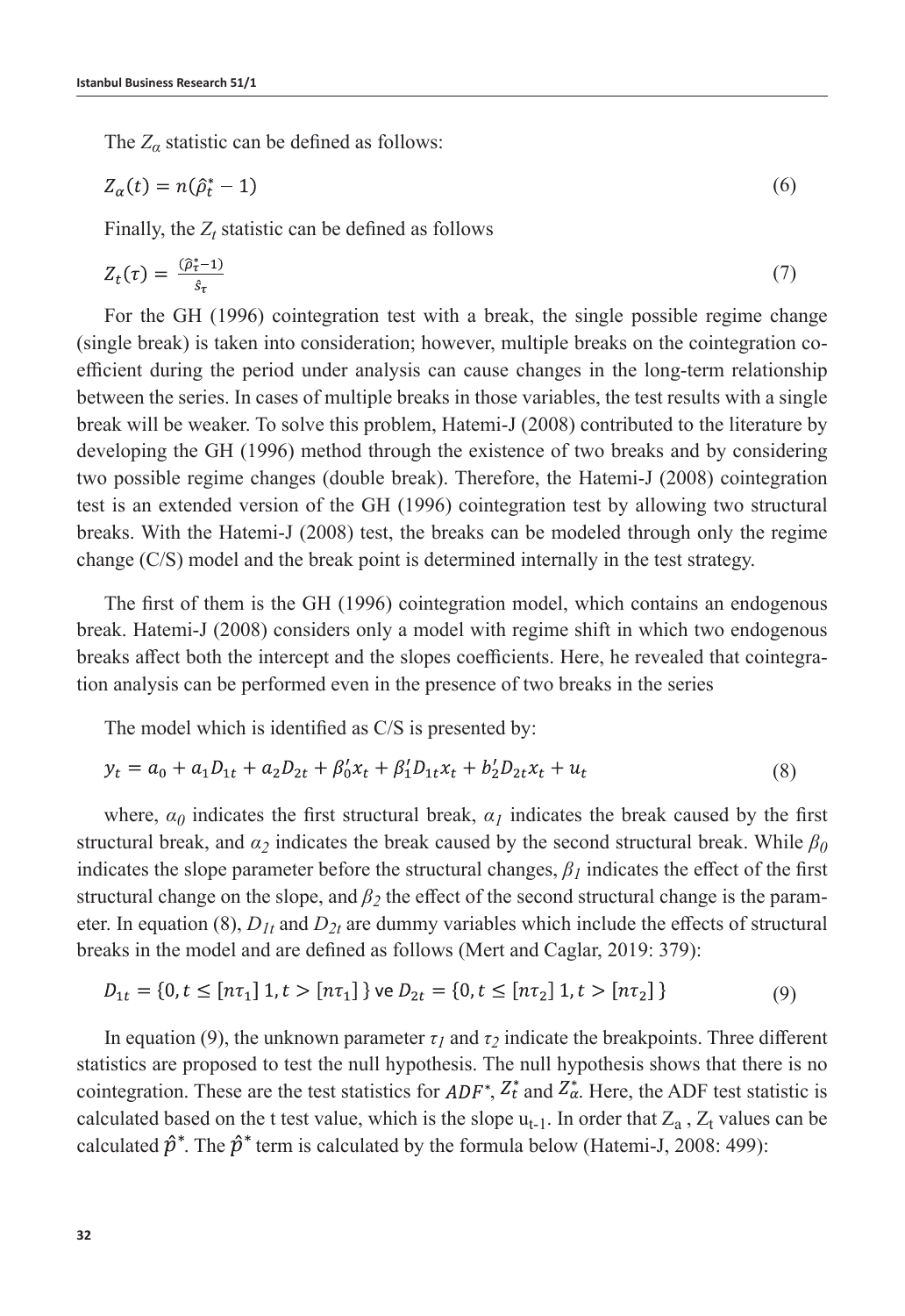The $Z_\alpha$ statistic can be defined as follows:

$$Z_\alpha(t) = n(\hat{\rho}_t^* - 1) \tag{6}$$

Finally, the $Z_t$ statistic can be defined as follows

$$Z_t(\tau) = \frac{(\hat{\rho}_\tau^* - 1)}{\hat{s}_\tau} \tag{7}$$

For the GH (1996) cointegration test with a break, the single possible regime change (single break) is taken into consideration; however, multiple breaks on the cointegration coefficient during the period under analysis can cause changes in the long-term relationship between the series. In cases of multiple breaks in those variables, the test results with a single break will be weaker. To solve this problem, Hatemi-J (2008) contributed to the literature by developing the GH (1996) method through the existence of two breaks and by considering two possible regime changes (double break). Therefore, the Hatemi-J (2008) cointegration test is an extended version of the GH (1996) cointegration test by allowing two structural breaks. With the Hatemi-J (2008) test, the breaks can be modeled through only the regime change (C/S) model and the break point is determined internally in the test strategy.

The first of them is the GH (1996) cointegration model, which contains an endogenous break. Hatemi-J (2008) considers only a model with regime shift in which two endogenous breaks affect both the intercept and the slopes coefficients. Here, he revealed that cointegration analysis can be performed even in the presence of two breaks in the series

The model which is identified as C/S is presented by:

$$y_t = a_0 + a_1 D_{1t} + a_2 D_{2t} + \beta_0' x_t + \beta_1' D_{1t} x_t + b_2' D_{2t} x_t + u_t \tag{8}$$

where, $\alpha_0$ indicates the first structural break, $\alpha_1$ indicates the break caused by the first structural break, and $\alpha_2$ indicates the break caused by the second structural break. While $\beta_0$ indicates the slope parameter before the structural changes, $\beta_1$ indicates the effect of the first structural change on the slope, and $\beta_2$ the effect of the second structural change is the parameter. In equation (8), $D_{1t}$ and $D_{2t}$ are dummy variables which include the effects of structural breaks in the model and are defined as follows (Mert and Caglar, 2019: 379):

$$D_{1t} = \{0, t \leq [n\tau_1]\ 1, t > [n\tau_1]\} \text{ ve } D_{2t} = \{0, t \leq [n\tau_2]\ 1, t > [n\tau_2]\} \tag{9}$$

In equation (9), the unknown parameter $\tau_1$ and $\tau_2$ indicate the breakpoints. Three different statistics are proposed to test the null hypothesis. The null hypothesis shows that there is no cointegration. These are the test statistics for $ADF^*$, $Z_t^*$ and $Z_\alpha^*$. Here, the ADF test statistic is calculated based on the t test value, which is the slope $u_{t-1}$. In order that $Z_a$, $Z_t$ values can be calculated $\hat{p}^*$. The $\hat{p}^*$ term is calculated by the formula below (Hatemi-J, 2008: 499):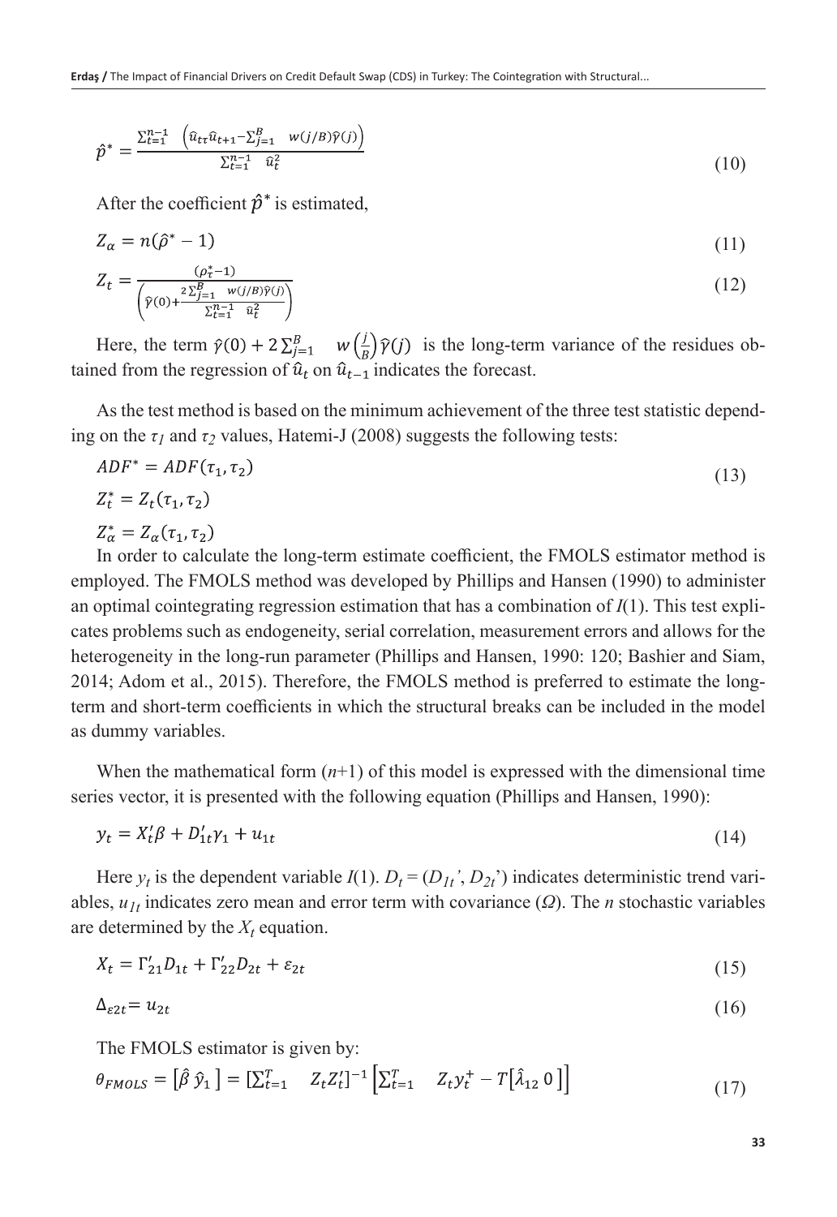$$\hat{p}^* = \frac{\sum_{t=1}^{n-1} \left(\hat{u}_{t\tau}\hat{u}_{t+1} - \sum_{j=1}^{B} w(j/B)\hat{\gamma}(j)\right)}{\sum_{t=1}^{n-1} \hat{u}_t^2} \tag{10}$$

After the coefficient $\hat{p}^*$ is estimated,

$$Z_\alpha = n(\hat{\rho}^* - 1) \tag{11}$$

$$Z_t = \frac{(\rho_\tau^* - 1)}{\left(\hat{\gamma}(0) + \frac{2\sum_{j=1}^{B} w(j/B)\hat{\gamma}(j)}{\sum_{t=1}^{n-1} \hat{u}_t^2}\right)} \tag{12}$$

Here, the term $\hat{\gamma}(0) + 2\sum_{j=1}^{B} w\left(\frac{j}{B}\right)\hat{\gamma}(j)$ is the long-term variance of the residues obtained from the regression of $\hat{u}_t$ on $\hat{u}_{t-1}$ indicates the forecast.

As the test method is based on the minimum achievement of the three test statistic depending on the $\tau_1$ and $\tau_2$ values, Hatemi-J (2008) suggests the following tests:

$$ADF^* = ADF(\tau_1, \tau_2)$$
$$Z_t^* = Z_t(\tau_1, \tau_2) \tag{13}$$
$$Z_\alpha^* = Z_\alpha(\tau_1, \tau_2)$$

In order to calculate the long-term estimate coefficient, the FMOLS estimator method is employed. The FMOLS method was developed by Phillips and Hansen (1990) to administer an optimal cointegrating regression estimation that has a combination of *I*(1). This test explicates problems such as endogeneity, serial correlation, measurement errors and allows for the heterogeneity in the long-run parameter (Phillips and Hansen, 1990: 120; Bashier and Siam, 2014; Adom et al., 2015). Therefore, the FMOLS method is preferred to estimate the long-term and short-term coefficients in which the structural breaks can be included in the model as dummy variables.

When the mathematical form ($n$+1) of this model is expressed with the dimensional time series vector, it is presented with the following equation (Phillips and Hansen, 1990):

$$y_t = X_t'\beta + D_{1t}'\gamma_1 + u_{1t} \tag{14}$$

Here $y_t$ is the dependent variable *I*(1). $D_t = (D_{1t}', D_{2t}')$ indicates deterministic trend variables, $u_{1t}$ indicates zero mean and error term with covariance ($\Omega$). The $n$ stochastic variables are determined by the $X_t$ equation.

$$X_t = \Gamma_{21}' D_{1t} + \Gamma_{22}' D_{2t} + \varepsilon_{2t} \tag{15}$$

$$\Delta_{\varepsilon 2t} = u_{2t} \tag{16}$$

The FMOLS estimator is given by:

$$\theta_{FMOLS} = \left[\hat{\beta}\ \hat{y}_1\right] = \left[\sum_{t=1}^{T} Z_t Z_t'\right]^{-1} \left[\sum_{t=1}^{T} Z_t y_t^+ - T\left[\hat{\lambda}_{12}\ 0\right]\right] \tag{17}$$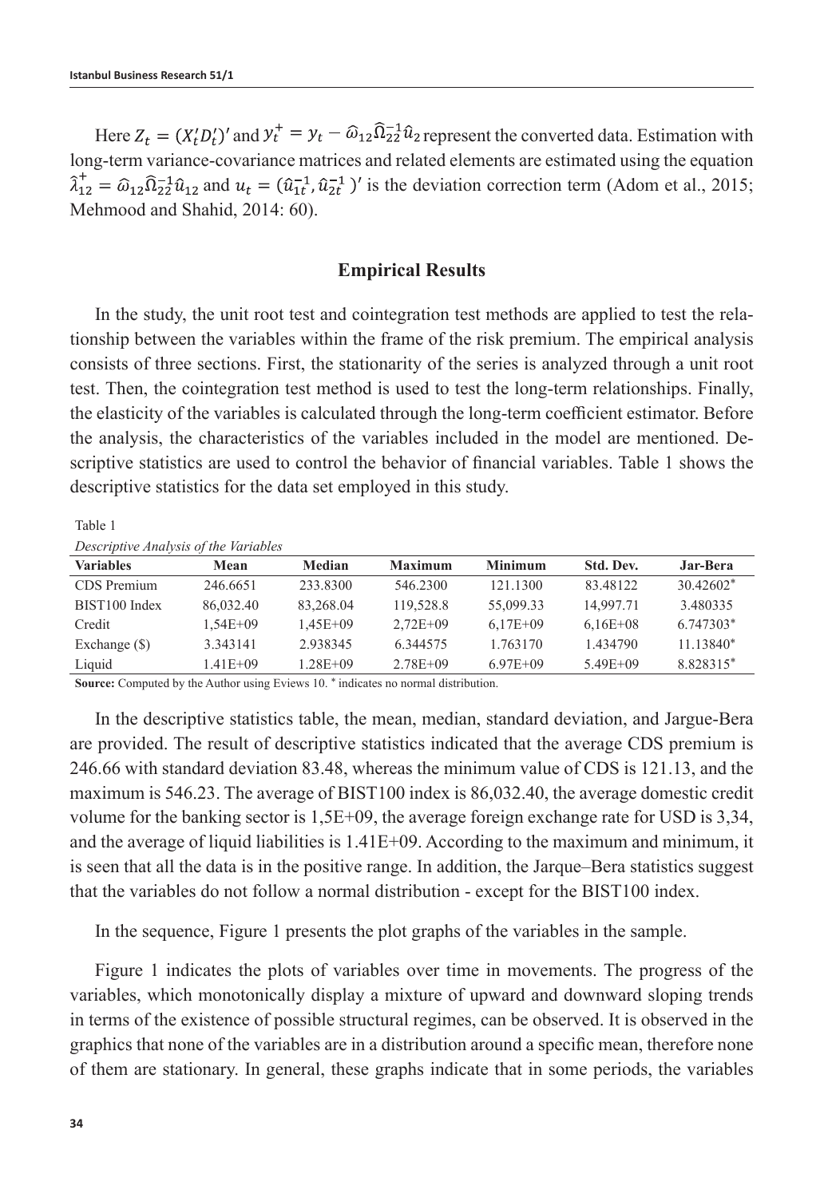Here $Z_t = (X_t' D_t')'$ and $y_t^+ = y_t - \widehat{\omega}_{12}\widehat{\Omega}_{22}^{-1}\hat{u}_2$ represent the converted data. Estimation with long-term variance-covariance matrices and related elements are estimated using the equation $\hat{\lambda}_{12}^+ = \widehat{\omega}_{12}\widehat{\Omega}_{22}^{-1}\hat{u}_{12}$ and $u_t = (\hat{u}_{1t}^{-1}, \hat{u}_{2t}^{-1})'$ is the deviation correction term (Adom et al., 2015; Mehmood and Shahid, 2014: 60).

## Empirical Results

In the study, the unit root test and cointegration test methods are applied to test the relationship between the variables within the frame of the risk premium. The empirical analysis consists of three sections. First, the stationarity of the series is analyzed through a unit root test. Then, the cointegration test method is used to test the long-term relationships. Finally, the elasticity of the variables is calculated through the long-term coefficient estimator. Before the analysis, the characteristics of the variables included in the model are mentioned. Descriptive statistics are used to control the behavior of financial variables. Table 1 shows the descriptive statistics for the data set employed in this study.

Table 1

*Descriptive Analysis of the Variables*

| Variables | Mean | Median | Maximum | Minimum | Std. Dev. | Jar-Bera |
|---|---|---|---|---|---|---|
| CDS Premium | 246.6651 | 233.8300 | 546.2300 | 121.1300 | 83.48122 | 30.42602* |
| BIST100 Index | 86,032.40 | 83,268.04 | 119,528.8 | 55,099.33 | 14,997.71 | 3.480335 |
| Credit | 1,54E+09 | 1,45E+09 | 2,72E+09 | 6,17E+09 | 6,16E+08 | 6.747303* |
| Exchange ($) | 3.343141 | 2.938345 | 6.344575 | 1.763170 | 1.434790 | 11.13840* |
| Liquid | 1.41E+09 | 1.28E+09 | 2.78E+09 | 6.97E+09 | 5.49E+09 | 8.828315* |

**Source:** Computed by the Author using Eviews 10. * indicates no normal distribution.

In the descriptive statistics table, the mean, median, standard deviation, and Jargue-Bera are provided. The result of descriptive statistics indicated that the average CDS premium is 246.66 with standard deviation 83.48, whereas the minimum value of CDS is 121.13, and the maximum is 546.23. The average of BIST100 index is 86,032.40, the average domestic credit volume for the banking sector is 1,5E+09, the average foreign exchange rate for USD is 3,34, and the average of liquid liabilities is 1.41E+09. According to the maximum and minimum, it is seen that all the data is in the positive range. In addition, the Jarque–Bera statistics suggest that the variables do not follow a normal distribution - except for the BIST100 index.

In the sequence, Figure 1 presents the plot graphs of the variables in the sample.

Figure 1 indicates the plots of variables over time in movements. The progress of the variables, which monotonically display a mixture of upward and downward sloping trends in terms of the existence of possible structural regimes, can be observed. It is observed in the graphics that none of the variables are in a distribution around a specific mean, therefore none of them are stationary. In general, these graphs indicate that in some periods, the variables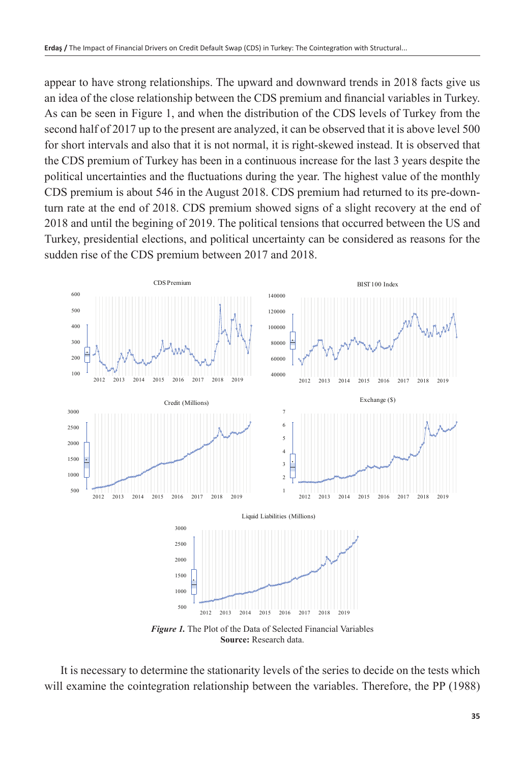appear to have strong relationships. The upward and downward trends in 2018 facts give us an idea of the close relationship between the CDS premium and financial variables in Turkey. As can be seen in Figure 1, and when the distribution of the CDS levels of Turkey from the second half of 2017 up to the present are analyzed, it can be observed that it is above level 500 for short intervals and also that it is not normal, it is right-skewed instead. It is observed that the CDS premium of Turkey has been in a continuous increase for the last 3 years despite the political uncertainties and the fluctuations during the year. The highest value of the monthly CDS premium is about 546 in the August 2018. CDS premium had returned to its pre-downturn rate at the end of 2018. CDS premium showed signs of a slight recovery at the end of 2018 and until the begining of 2019. The political tensions that occurred between the US and Turkey, presidential elections, and political uncertainty can be considered as reasons for the sudden rise of the CDS premium between 2017 and 2018.

***Figure 1.*** The Plot of the Data of Selected Financial Variables
**Source:** Research data.

It is necessary to determine the stationarity levels of the series to decide on the tests which will examine the cointegration relationship between the variables. Therefore, the PP (1988)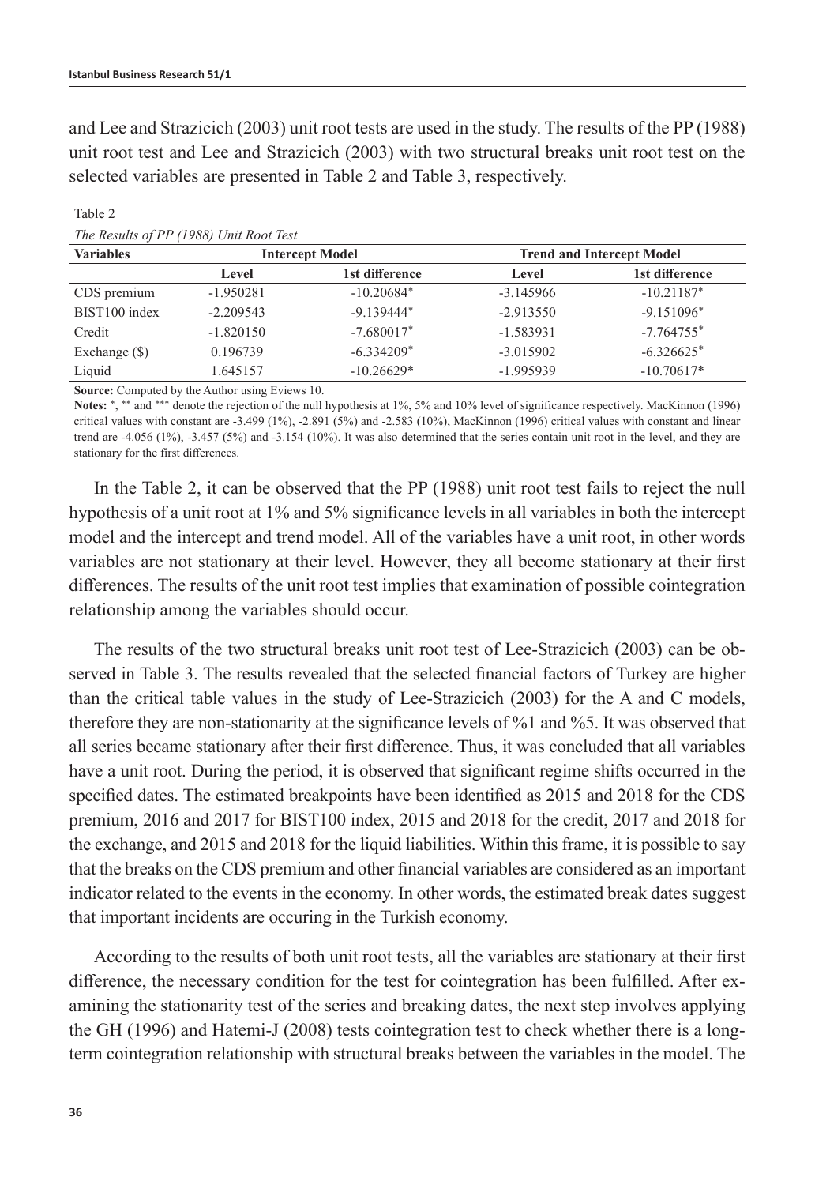and Lee and Strazicich (2003) unit root tests are used in the study. The results of the PP (1988) unit root test and Lee and Strazicich (2003) with two structural breaks unit root test on the selected variables are presented in Table 2 and Table 3, respectively.

Table 2

*The Results of PP (1988) Unit Root Test*

| Variables | Intercept Model | | Trend and Intercept Model | |
|---|---|---|---|---|
| | Level | 1st difference | Level | 1st difference |
| CDS premium | -1.950281 | -10.20684* | -3.145966 | -10.21187* |
| BIST100 index | -2.209543 | -9.139444* | -2.913550 | -9.151096* |
| Credit | -1.820150 | -7.680017* | -1.583931 | -7.764755* |
| Exchange ($) | 0.196739 | -6.334209* | -3.015902 | -6.326625* |
| Liquid | 1.645157 | -10.26629* | -1.995939 | -10.70617* |

**Source:** Computed by the Author using Eviews 10.

**Notes:** *, ** and *** denote the rejection of the null hypothesis at 1%, 5% and 10% level of significance respectively. MacKinnon (1996) critical values with constant are -3.499 (1%), -2.891 (5%) and -2.583 (10%), MacKinnon (1996) critical values with constant and linear trend are -4.056 (1%), -3.457 (5%) and -3.154 (10%). It was also determined that the series contain unit root in the level, and they are stationary for the first differences.

In the Table 2, it can be observed that the PP (1988) unit root test fails to reject the null hypothesis of a unit root at 1% and 5% significance levels in all variables in both the intercept model and the intercept and trend model. All of the variables have a unit root, in other words variables are not stationary at their level. However, they all become stationary at their first differences. The results of the unit root test implies that examination of possible cointegration relationship among the variables should occur.

The results of the two structural breaks unit root test of Lee-Strazicich (2003) can be observed in Table 3. The results revealed that the selected financial factors of Turkey are higher than the critical table values in the study of Lee-Strazicich (2003) for the A and C models, therefore they are non-stationarity at the significance levels of %1 and %5. It was observed that all series became stationary after their first difference. Thus, it was concluded that all variables have a unit root. During the period, it is observed that significant regime shifts occurred in the specified dates. The estimated breakpoints have been identified as 2015 and 2018 for the CDS premium, 2016 and 2017 for BIST100 index, 2015 and 2018 for the credit, 2017 and 2018 for the exchange, and 2015 and 2018 for the liquid liabilities. Within this frame, it is possible to say that the breaks on the CDS premium and other financial variables are considered as an important indicator related to the events in the economy. In other words, the estimated break dates suggest that important incidents are occuring in the Turkish economy.

According to the results of both unit root tests, all the variables are stationary at their first difference, the necessary condition for the test for cointegration has been fulfilled. After examining the stationarity test of the series and breaking dates, the next step involves applying the GH (1996) and Hatemi-J (2008) tests cointegration test to check whether there is a long-term cointegration relationship with structural breaks between the variables in the model. The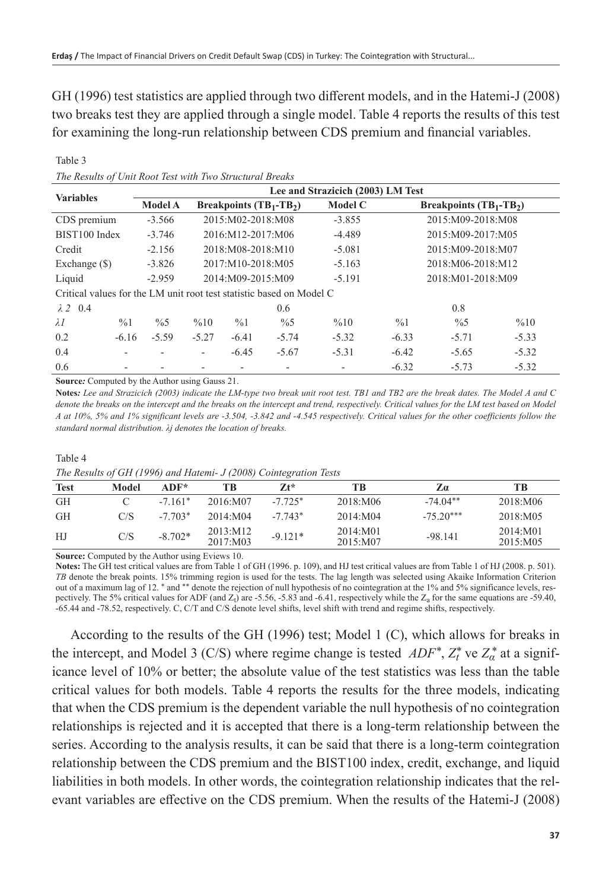GH (1996) test statistics are applied through two different models, and in the Hatemi-J (2008) two breaks test they are applied through a single model. Table 4 reports the results of this test for examining the long-run relationship between CDS premium and financial variables.

Table 3

*The Results of Unit Root Test with Two Structural Breaks*

| Variables | | Lee and Strazicich (2003) LM Test | | | | | | | | |
|---|---|---|---|---|---|---|---|---|---|---|
| | | Model A | Breakpoints ($TB_1$-$TB_2$) | | | Model C | | Breakpoints ($TB_1$-$TB_2$) | | |
| CDS premium | | -3.566 | 2015:M02-2018:M08 | | | -3.855 | | 2015:M09-2018:M08 | | |
| BIST100 Index | | -3.746 | 2016:M12-2017:M06 | | | -4.489 | | 2015:M09-2017:M05 | | |
| Credit | | -2.156 | 2018:M08-2018:M10 | | | -5.081 | | 2015:M09-2018:M07 | | |
| Exchange ($) | | -3.826 | 2017:M10-2018:M05 | | | -5.163 | | 2018:M06-2018:M12 | | |
| Liquid | | -2.959 | 2014:M09-2015:M09 | | | -5.191 | | 2018:M01-2018:M09 | | |
| Critical values for the LM unit root test statistic based on Model C | | | | | | | | | | |
| $\lambda 2$ 0.4 | | | | | 0.6 | | | 0.8 | | |
| $\lambda 1$ | %1 | %5 | %10 | %1 | %5 | %10 | %1 | %5 | %10 | |
| 0.2 | -6.16 | -5.59 | -5.27 | -6.41 | -5.74 | -5.32 | -6.33 | -5.71 | -5.33 | |
| 0.4 | - | - | - | -6.45 | -5.67 | -5.31 | -6.42 | -5.65 | -5.32 | |
| 0.6 | - | - | - | - | - | - | -6.32 | -5.73 | -5.32 | |

**Source:** Computed by the Author using Gauss 21.

**Notes:** *Lee and Strazicich (2003) indicate the LM-type two break unit root test. TB1 and TB2 are the break dates. The Model A and C denote the breaks on the intercept and the breaks on the intercept and trend, respectively. Critical values for the LM test based on Model A at 10%, 5% and 1% significant levels are -3.504, -3.842 and -4.545 respectively. Critical values for the other coefficients follow the standard normal distribution. λj denotes the location of breaks.*

Table 4

*The Results of GH (1996) and Hatemi- J (2008) Cointegration Tests*

| Test | Model | ADF* | TB | Zt* | TB | Zα | TB |
|---|---|---|---|---|---|---|---|
| GH | C | -7.161* | 2016:M07 | -7.725* | 2018:M06 | -74.04** | 2018:M06 |
| GH | C/S | -7.703* | 2014:M04 | -7.743* | 2014:M04 | -75.20*** | 2018:M05 |
| HJ | C/S | -8.702* | 2013:M12 2017:M03 | -9.121* | 2014:M01 2015:M07 | -98.141 | 2014:M01 2015:M05 |

**Source:** Computed by the Author using Eviews 10.

**Notes:** The GH test critical values are from Table 1 of GH (1996. p. 109), and HJ test critical values are from Table 1 of HJ (2008. p. 501). *TB* denote the break points. 15% trimming region is used for the tests. The lag length was selected using Akaike Information Criterion out of a maximum lag of 12. * and ** denote the rejection of null hypothesis of no cointegration at the 1% and 5% significance levels, respectively. The 5% critical values for ADF (and $Z_t$) are -5.56, -5.83 and -6.41, respectively while the $Z_a$ for the same equations are -59.40, -65.44 and -78.52, respectively. C, C/T and C/S denote level shifts, level shift with trend and regime shifts, respectively.

According to the results of the GH (1996) test; Model 1 (C), which allows for breaks in the intercept, and Model 3 (C/S) where regime change is tested $ADF^*$, $Z_t^*$ ve $Z_\alpha^*$ at a significance level of 10% or better; the absolute value of the test statistics was less than the table critical values for both models. Table 4 reports the results for the three models, indicating that when the CDS premium is the dependent variable the null hypothesis of no cointegration relationships is rejected and it is accepted that there is a long-term relationship between the series. According to the analysis results, it can be said that there is a long-term cointegration relationship between the CDS premium and the BIST100 index, credit, exchange, and liquid liabilities in both models. In other words, the cointegration relationship indicates that the relevant variables are effective on the CDS premium. When the results of the Hatemi-J (2008)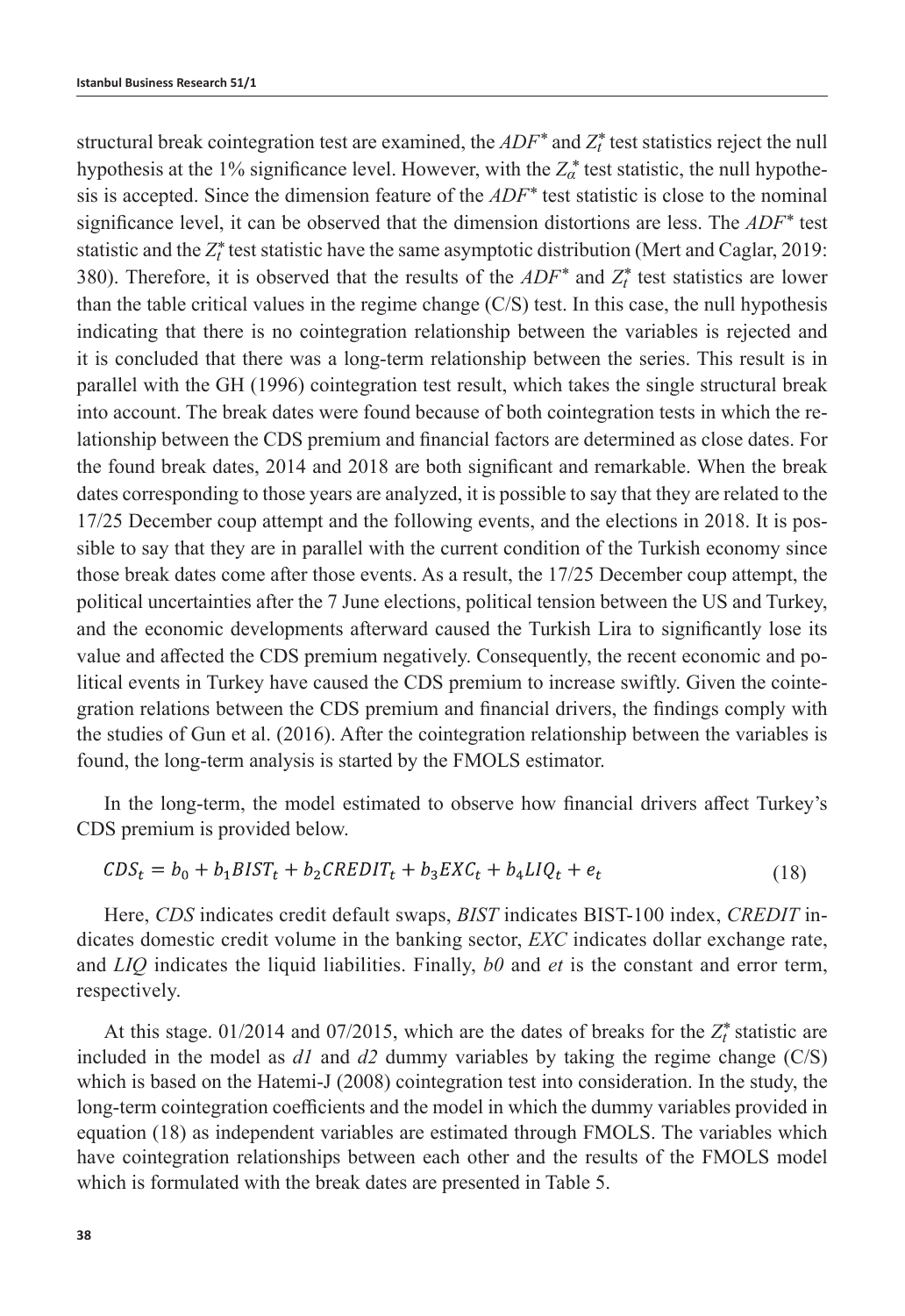structural break cointegration test are examined, the $ADF^*$ and $Z_t^*$ test statistics reject the null hypothesis at the 1% significance level. However, with the $Z_\alpha^*$ test statistic, the null hypothesis is accepted. Since the dimension feature of the $ADF^*$ test statistic is close to the nominal significance level, it can be observed that the dimension distortions are less. The $ADF^*$ test statistic and the $Z_t^*$ test statistic have the same asymptotic distribution (Mert and Caglar, 2019: 380). Therefore, it is observed that the results of the $ADF^*$ and $Z_t^*$ test statistics are lower than the table critical values in the regime change (C/S) test. In this case, the null hypothesis indicating that there is no cointegration relationship between the variables is rejected and it is concluded that there was a long-term relationship between the series. This result is in parallel with the GH (1996) cointegration test result, which takes the single structural break into account. The break dates were found because of both cointegration tests in which the relationship between the CDS premium and financial factors are determined as close dates. For the found break dates, 2014 and 2018 are both significant and remarkable. When the break dates corresponding to those years are analyzed, it is possible to say that they are related to the 17/25 December coup attempt and the following events, and the elections in 2018. It is possible to say that they are in parallel with the current condition of the Turkish economy since those break dates come after those events. As a result, the 17/25 December coup attempt, the political uncertainties after the 7 June elections, political tension between the US and Turkey, and the economic developments afterward caused the Turkish Lira to significantly lose its value and affected the CDS premium negatively. Consequently, the recent economic and political events in Turkey have caused the CDS premium to increase swiftly. Given the cointegration relations between the CDS premium and financial drivers, the findings comply with the studies of Gun et al. (2016). After the cointegration relationship between the variables is found, the long-term analysis is started by the FMOLS estimator.

In the long-term, the model estimated to observe how financial drivers affect Turkey's CDS premium is provided below.

$$CDS_t = b_0 + b_1 BIST_t + b_2 CREDIT_t + b_3 EXC_t + b_4 LIQ_t + e_t \tag{18}$$

Here, *CDS* indicates credit default swaps, *BIST* indicates BIST-100 index, *CREDIT* indicates domestic credit volume in the banking sector, *EXC* indicates dollar exchange rate, and *LIQ* indicates the liquid liabilities. Finally, *b0* and *et* is the constant and error term, respectively.

At this stage. 01/2014 and 07/2015, which are the dates of breaks for the $Z_t^*$ statistic are included in the model as *d1* and *d2* dummy variables by taking the regime change (C/S) which is based on the Hatemi-J (2008) cointegration test into consideration. In the study, the long-term cointegration coefficients and the model in which the dummy variables provided in equation (18) as independent variables are estimated through FMOLS. The variables which have cointegration relationships between each other and the results of the FMOLS model which is formulated with the break dates are presented in Table 5.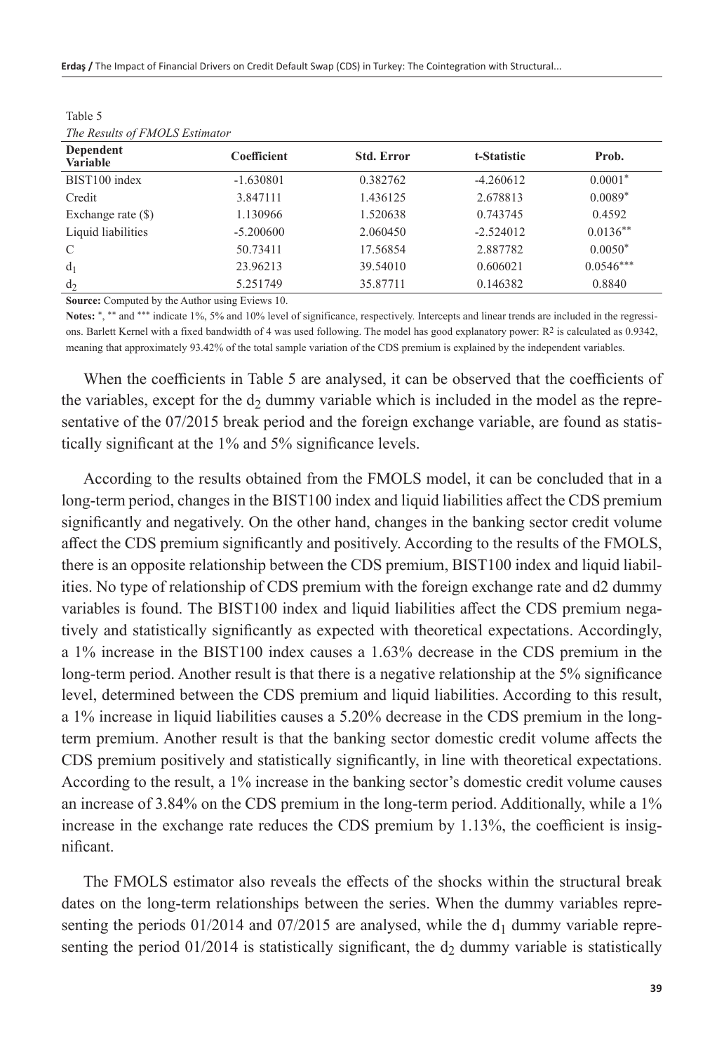Table 5

*The Results of FMOLS Estimator*

| Dependent Variable | Coefficient | Std. Error | t-Statistic | Prob. |
|---|---|---|---|---|
| BIST100 index | -1.630801 | 0.382762 | -4.260612 | 0.0001* |
| Credit | 3.847111 | 1.436125 | 2.678813 | 0.0089* |
| Exchange rate ($) | 1.130966 | 1.520638 | 0.743745 | 0.4592 |
| Liquid liabilities | -5.200600 | 2.060450 | -2.524012 | 0.0136** |
| C | 50.73411 | 17.56854 | 2.887782 | 0.0050* |
| $d_1$ | 23.96213 | 39.54010 | 0.606021 | 0.0546*** |
| $d_2$ | 5.251749 | 35.87711 | 0.146382 | 0.8840 |

**Source:** Computed by the Author using Eviews 10.

**Notes:** *, ** and *** indicate 1%, 5% and 10% level of significance, respectively. Intercepts and linear trends are included in the regressions. Barlett Kernel with a fixed bandwidth of 4 was used following. The model has good explanatory power: $R^2$ is calculated as 0.9342, meaning that approximately 93.42% of the total sample variation of the CDS premium is explained by the independent variables.

When the coefficients in Table 5 are analysed, it can be observed that the coefficients of the variables, except for the $d_2$ dummy variable which is included in the model as the representative of the 07/2015 break period and the foreign exchange variable, are found as statistically significant at the 1% and 5% significance levels.

According to the results obtained from the FMOLS model, it can be concluded that in a long-term period, changes in the BIST100 index and liquid liabilities affect the CDS premium significantly and negatively. On the other hand, changes in the banking sector credit volume affect the CDS premium significantly and positively. According to the results of the FMOLS, there is an opposite relationship between the CDS premium, BIST100 index and liquid liabilities. No type of relationship of CDS premium with the foreign exchange rate and d2 dummy variables is found. The BIST100 index and liquid liabilities affect the CDS premium negatively and statistically significantly as expected with theoretical expectations. Accordingly, a 1% increase in the BIST100 index causes a 1.63% decrease in the CDS premium in the long-term period. Another result is that there is a negative relationship at the 5% significance level, determined between the CDS premium and liquid liabilities. According to this result, a 1% increase in liquid liabilities causes a 5.20% decrease in the CDS premium in the long-term premium. Another result is that the banking sector domestic credit volume affects the CDS premium positively and statistically significantly, in line with theoretical expectations. According to the result, a 1% increase in the banking sector's domestic credit volume causes an increase of 3.84% on the CDS premium in the long-term period. Additionally, while a 1% increase in the exchange rate reduces the CDS premium by 1.13%, the coefficient is insignificant.

The FMOLS estimator also reveals the effects of the shocks within the structural break dates on the long-term relationships between the series. When the dummy variables representing the periods 01/2014 and 07/2015 are analysed, while the $d_1$ dummy variable representing the period 01/2014 is statistically significant, the $d_2$ dummy variable is statistically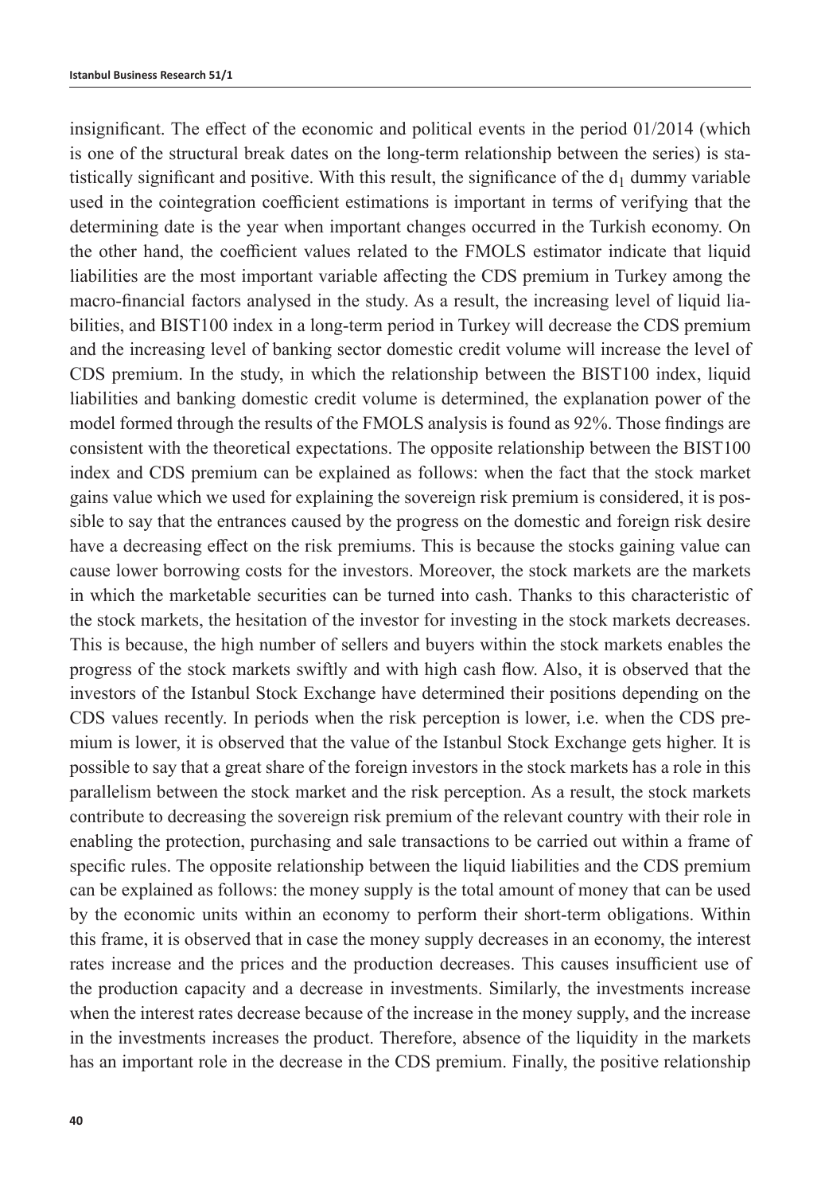insignificant. The effect of the economic and political events in the period 01/2014 (which is one of the structural break dates on the long-term relationship between the series) is statistically significant and positive. With this result, the significance of the $d_1$ dummy variable used in the cointegration coefficient estimations is important in terms of verifying that the determining date is the year when important changes occurred in the Turkish economy. On the other hand, the coefficient values related to the FMOLS estimator indicate that liquid liabilities are the most important variable affecting the CDS premium in Turkey among the macro-financial factors analysed in the study. As a result, the increasing level of liquid liabilities, and BIST100 index in a long-term period in Turkey will decrease the CDS premium and the increasing level of banking sector domestic credit volume will increase the level of CDS premium. In the study, in which the relationship between the BIST100 index, liquid liabilities and banking domestic credit volume is determined, the explanation power of the model formed through the results of the FMOLS analysis is found as 92%. Those findings are consistent with the theoretical expectations. The opposite relationship between the BIST100 index and CDS premium can be explained as follows: when the fact that the stock market gains value which we used for explaining the sovereign risk premium is considered, it is possible to say that the entrances caused by the progress on the domestic and foreign risk desire have a decreasing effect on the risk premiums. This is because the stocks gaining value can cause lower borrowing costs for the investors. Moreover, the stock markets are the markets in which the marketable securities can be turned into cash. Thanks to this characteristic of the stock markets, the hesitation of the investor for investing in the stock markets decreases. This is because, the high number of sellers and buyers within the stock markets enables the progress of the stock markets swiftly and with high cash flow. Also, it is observed that the investors of the Istanbul Stock Exchange have determined their positions depending on the CDS values recently. In periods when the risk perception is lower, i.e. when the CDS premium is lower, it is observed that the value of the Istanbul Stock Exchange gets higher. It is possible to say that a great share of the foreign investors in the stock markets has a role in this parallelism between the stock market and the risk perception. As a result, the stock markets contribute to decreasing the sovereign risk premium of the relevant country with their role in enabling the protection, purchasing and sale transactions to be carried out within a frame of specific rules. The opposite relationship between the liquid liabilities and the CDS premium can be explained as follows: the money supply is the total amount of money that can be used by the economic units within an economy to perform their short-term obligations. Within this frame, it is observed that in case the money supply decreases in an economy, the interest rates increase and the prices and the production decreases. This causes insufficient use of the production capacity and a decrease in investments. Similarly, the investments increase when the interest rates decrease because of the increase in the money supply, and the increase in the investments increases the product. Therefore, absence of the liquidity in the markets has an important role in the decrease in the CDS premium. Finally, the positive relationship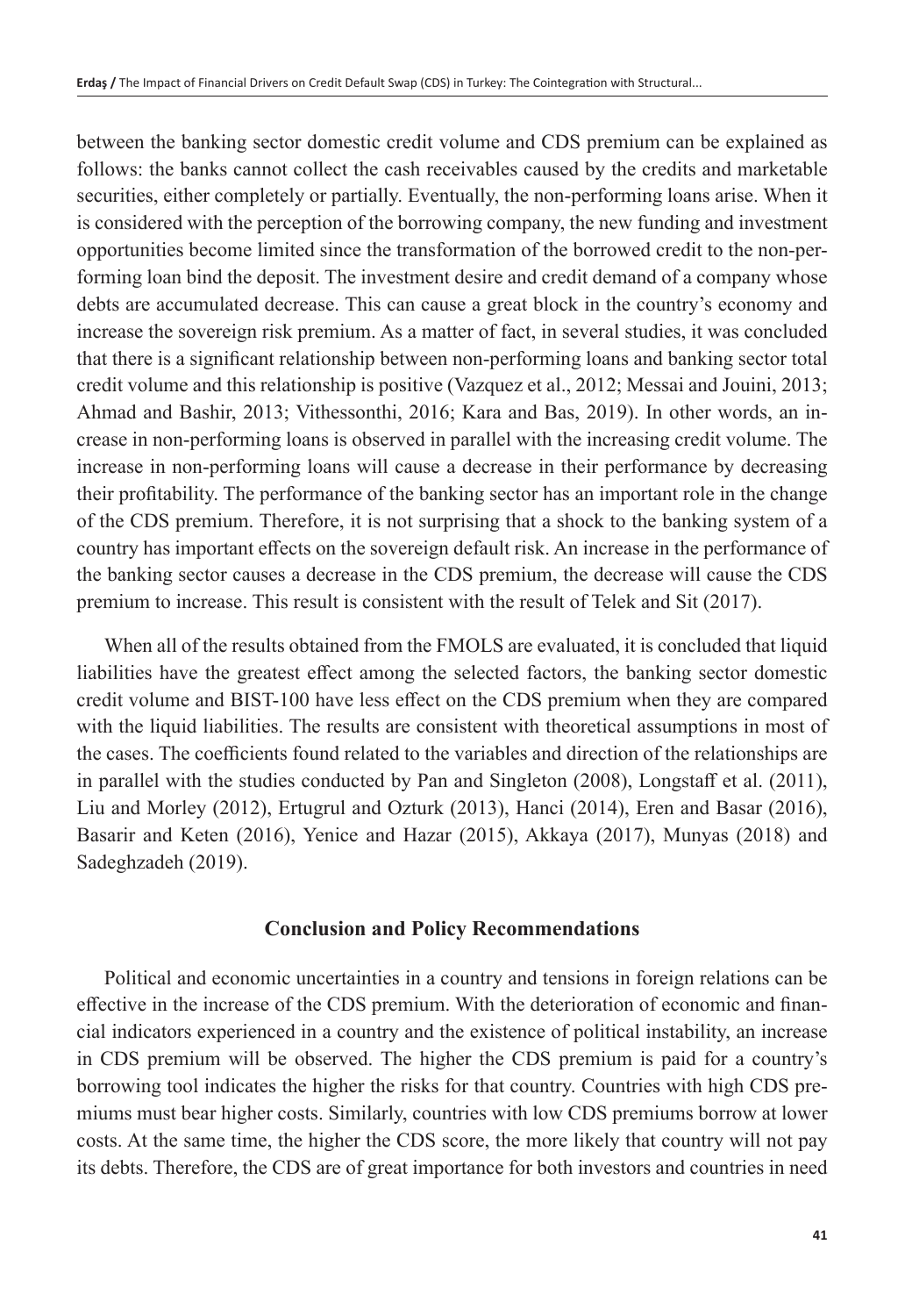between the banking sector domestic credit volume and CDS premium can be explained as follows: the banks cannot collect the cash receivables caused by the credits and marketable securities, either completely or partially. Eventually, the non-performing loans arise. When it is considered with the perception of the borrowing company, the new funding and investment opportunities become limited since the transformation of the borrowed credit to the non-performing loan bind the deposit. The investment desire and credit demand of a company whose debts are accumulated decrease. This can cause a great block in the country's economy and increase the sovereign risk premium. As a matter of fact, in several studies, it was concluded that there is a significant relationship between non-performing loans and banking sector total credit volume and this relationship is positive (Vazquez et al., 2012; Messai and Jouini, 2013; Ahmad and Bashir, 2013; Vithessonthi, 2016; Kara and Bas, 2019). In other words, an increase in non-performing loans is observed in parallel with the increasing credit volume. The increase in non-performing loans will cause a decrease in their performance by decreasing their profitability. The performance of the banking sector has an important role in the change of the CDS premium. Therefore, it is not surprising that a shock to the banking system of a country has important effects on the sovereign default risk. An increase in the performance of the banking sector causes a decrease in the CDS premium, the decrease will cause the CDS premium to increase. This result is consistent with the result of Telek and Sit (2017).

When all of the results obtained from the FMOLS are evaluated, it is concluded that liquid liabilities have the greatest effect among the selected factors, the banking sector domestic credit volume and BIST-100 have less effect on the CDS premium when they are compared with the liquid liabilities. The results are consistent with theoretical assumptions in most of the cases. The coefficients found related to the variables and direction of the relationships are in parallel with the studies conducted by Pan and Singleton (2008), Longstaff et al. (2011), Liu and Morley (2012), Ertugrul and Ozturk (2013), Hanci (2014), Eren and Basar (2016), Basarir and Keten (2016), Yenice and Hazar (2015), Akkaya (2017), Munyas (2018) and Sadeghzadeh (2019).

## Conclusion and Policy Recommendations

Political and economic uncertainties in a country and tensions in foreign relations can be effective in the increase of the CDS premium. With the deterioration of economic and financial indicators experienced in a country and the existence of political instability, an increase in CDS premium will be observed. The higher the CDS premium is paid for a country's borrowing tool indicates the higher the risks for that country. Countries with high CDS premiums must bear higher costs. Similarly, countries with low CDS premiums borrow at lower costs. At the same time, the higher the CDS score, the more likely that country will not pay its debts. Therefore, the CDS are of great importance for both investors and countries in need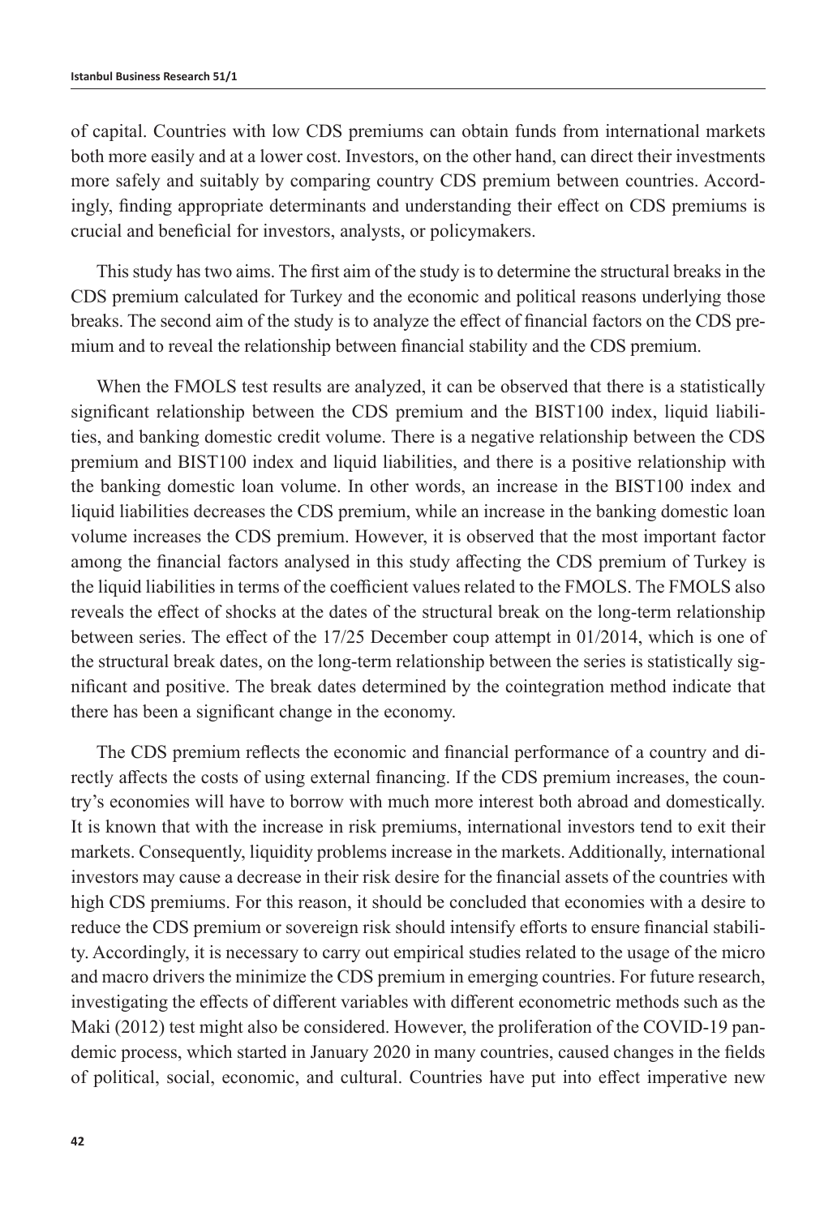of capital. Countries with low CDS premiums can obtain funds from international markets both more easily and at a lower cost. Investors, on the other hand, can direct their investments more safely and suitably by comparing country CDS premium between countries. Accordingly, finding appropriate determinants and understanding their effect on CDS premiums is crucial and beneficial for investors, analysts, or policymakers.

This study has two aims. The first aim of the study is to determine the structural breaks in the CDS premium calculated for Turkey and the economic and political reasons underlying those breaks. The second aim of the study is to analyze the effect of financial factors on the CDS premium and to reveal the relationship between financial stability and the CDS premium.

When the FMOLS test results are analyzed, it can be observed that there is a statistically significant relationship between the CDS premium and the BIST100 index, liquid liabilities, and banking domestic credit volume. There is a negative relationship between the CDS premium and BIST100 index and liquid liabilities, and there is a positive relationship with the banking domestic loan volume. In other words, an increase in the BIST100 index and liquid liabilities decreases the CDS premium, while an increase in the banking domestic loan volume increases the CDS premium. However, it is observed that the most important factor among the financial factors analysed in this study affecting the CDS premium of Turkey is the liquid liabilities in terms of the coefficient values related to the FMOLS. The FMOLS also reveals the effect of shocks at the dates of the structural break on the long-term relationship between series. The effect of the 17/25 December coup attempt in 01/2014, which is one of the structural break dates, on the long-term relationship between the series is statistically significant and positive. The break dates determined by the cointegration method indicate that there has been a significant change in the economy.

The CDS premium reflects the economic and financial performance of a country and directly affects the costs of using external financing. If the CDS premium increases, the country's economies will have to borrow with much more interest both abroad and domestically. It is known that with the increase in risk premiums, international investors tend to exit their markets. Consequently, liquidity problems increase in the markets. Additionally, international investors may cause a decrease in their risk desire for the financial assets of the countries with high CDS premiums. For this reason, it should be concluded that economies with a desire to reduce the CDS premium or sovereign risk should intensify efforts to ensure financial stability. Accordingly, it is necessary to carry out empirical studies related to the usage of the micro and macro drivers the minimize the CDS premium in emerging countries. For future research, investigating the effects of different variables with different econometric methods such as the Maki (2012) test might also be considered. However, the proliferation of the COVID-19 pandemic process, which started in January 2020 in many countries, caused changes in the fields of political, social, economic, and cultural. Countries have put into effect imperative new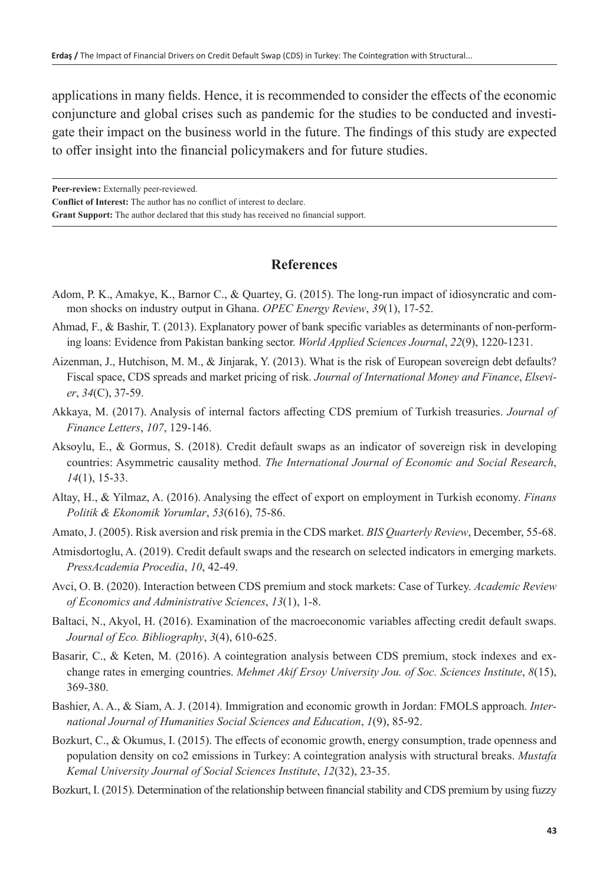applications in many fields. Hence, it is recommended to consider the effects of the economic conjuncture and global crises such as pandemic for the studies to be conducted and investigate their impact on the business world in the future. The findings of this study are expected to offer insight into the financial policymakers and for future studies.

---

**Peer-review:** Externally peer-reviewed.
**Conflict of Interest:** The author has no conflict of interest to declare.
**Grant Support:** The author declared that this study has received no financial support.

---

## References

Adom, P. K., Amakye, K., Barnor C., & Quartey, G. (2015). The long-run impact of idiosyncratic and common shocks on industry output in Ghana. *OPEC Energy Review*, *39*(1), 17-52.

Ahmad, F., & Bashir, T. (2013). Explanatory power of bank specific variables as determinants of non-performing loans: Evidence from Pakistan banking sector. *World Applied Sciences Journal*, *22*(9), 1220-1231.

Aizenman, J., Hutchison, M. M., & Jinjarak, Y. (2013). What is the risk of European sovereign debt defaults? Fiscal space, CDS spreads and market pricing of risk. *Journal of International Money and Finance*, *Elsevier*, *34*(C), 37-59.

Akkaya, M. (2017). Analysis of internal factors affecting CDS premium of Turkish treasuries. *Journal of Finance Letters*, *107*, 129-146.

Aksoylu, E., & Gormus, S. (2018). Credit default swaps as an indicator of sovereign risk in developing countries: Asymmetric causality method. *The International Journal of Economic and Social Research*, *14*(1), 15-33.

Altay, H., & Yilmaz, A. (2016). Analysing the effect of export on employment in Turkish economy. *Finans Politik & Ekonomik Yorumlar*, *53*(616), 75-86.

Amato, J. (2005). Risk aversion and risk premia in the CDS market. *BIS Quarterly Review*, December, 55-68.

Atmisdortoglu, A. (2019). Credit default swaps and the research on selected indicators in emerging markets. *PressAcademia Procedia*, *10*, 42-49.

Avci, O. B. (2020). Interaction between CDS premium and stock markets: Case of Turkey. *Academic Review of Economics and Administrative Sciences*, *13*(1), 1-8.

Baltaci, N., Akyol, H. (2016). Examination of the macroeconomic variables affecting credit default swaps. *Journal of Eco. Bibliography*, *3*(4), 610-625.

Basarir, C., & Keten, M. (2016). A cointegration analysis between CDS premium, stock indexes and exchange rates in emerging countries. *Mehmet Akif Ersoy University Jou. of Soc. Sciences Institute*, *8*(15), 369-380.

Bashier, A. A., & Siam, A. J. (2014). Immigration and economic growth in Jordan: FMOLS approach. *International Journal of Humanities Social Sciences and Education*, *1*(9), 85-92.

Bozkurt, C., & Okumus, I. (2015). The effects of economic growth, energy consumption, trade openness and population density on co2 emissions in Turkey: A cointegration analysis with structural breaks. *Mustafa Kemal University Journal of Social Sciences Institute*, *12*(32), 23-35.

Bozkurt, I. (2015). Determination of the relationship between financial stability and CDS premium by using fuzzy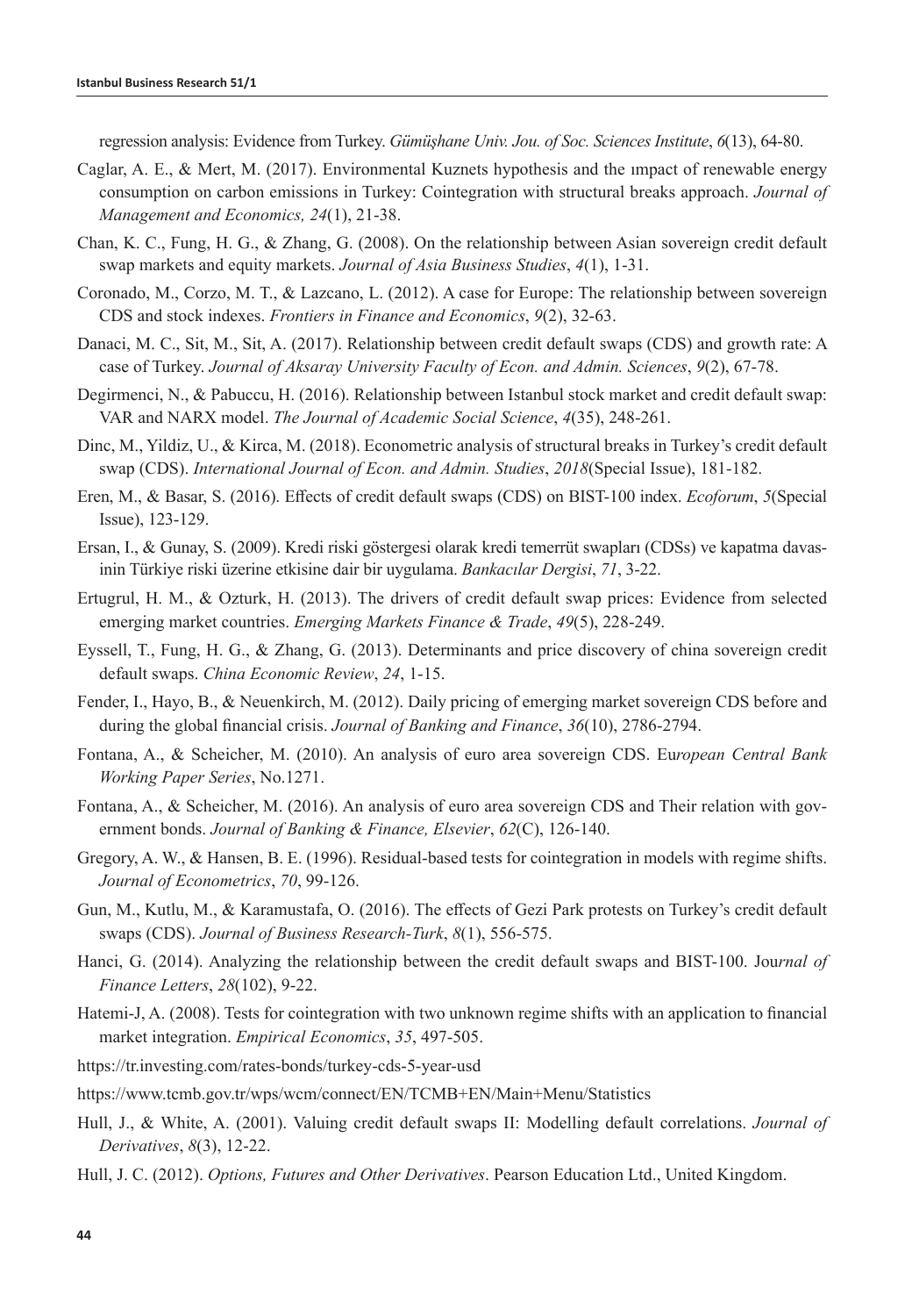regression analysis: Evidence from Turkey. *Gümüşhane Univ. Jou. of Soc. Sciences Institute*, *6*(13), 64-80.

Caglar, A. E., & Mert, M. (2017). Environmental Kuznets hypothesis and the ımpact of renewable energy consumption on carbon emissions in Turkey: Cointegration with structural breaks approach. *Journal of Management and Economics, 24*(1), 21-38.

Chan, K. C., Fung, H. G., & Zhang, G. (2008). On the relationship between Asian sovereign credit default swap markets and equity markets. *Journal of Asia Business Studies*, *4*(1), 1-31.

Coronado, M., Corzo, M. T., & Lazcano, L. (2012). A case for Europe: The relationship between sovereign CDS and stock indexes. *Frontiers in Finance and Economics*, *9*(2), 32-63.

Danaci, M. C., Sit, M., Sit, A. (2017). Relationship between credit default swaps (CDS) and growth rate: A case of Turkey. *Journal of Aksaray University Faculty of Econ. and Admin. Sciences*, *9*(2), 67-78.

Degirmenci, N., & Pabuccu, H. (2016). Relationship between Istanbul stock market and credit default swap: VAR and NARX model. *The Journal of Academic Social Science*, *4*(35), 248-261.

Dinc, M., Yildiz, U., & Kirca, M. (2018). Econometric analysis of structural breaks in Turkey's credit default swap (CDS). *International Journal of Econ. and Admin. Studies*, *2018*(Special Issue), 181-182.

Eren, M., & Basar, S. (2016). Effects of credit default swaps (CDS) on BIST-100 index. *Ecoforum*, *5*(Special Issue), 123-129.

Ersan, I., & Gunay, S. (2009). Kredi riski göstergesi olarak kredi temerrüt swapları (CDSs) ve kapatma davasinin Türkiye riski üzerine etkisine dair bir uygulama. *Bankacılar Dergisi*, *71*, 3-22.

Ertugrul, H. M., & Ozturk, H. (2013). The drivers of credit default swap prices: Evidence from selected emerging market countries. *Emerging Markets Finance & Trade*, *49*(5), 228-249.

Eyssell, T., Fung, H. G., & Zhang, G. (2013). Determinants and price discovery of china sovereign credit default swaps. *China Economic Review*, *24*, 1-15.

Fender, I., Hayo, B., & Neuenkirch, M. (2012). Daily pricing of emerging market sovereign CDS before and during the global financial crisis. *Journal of Banking and Finance*, *36*(10), 2786-2794.

Fontana, A., & Scheicher, M. (2010). An analysis of euro area sovereign CDS. Eu*ropean Central Bank Working Paper Series*, No.1271.

Fontana, A., & Scheicher, M. (2016). An analysis of euro area sovereign CDS and Their relation with government bonds. *Journal of Banking & Finance, Elsevier*, *62*(C), 126-140.

Gregory, A. W., & Hansen, B. E. (1996). Residual-based tests for cointegration in models with regime shifts. *Journal of Econometrics*, *70*, 99-126.

Gun, M., Kutlu, M., & Karamustafa, O. (2016). The effects of Gezi Park protests on Turkey's credit default swaps (CDS). *Journal of Business Research-Turk*, *8*(1), 556-575.

Hanci, G. (2014). Analyzing the relationship between the credit default swaps and BIST-100. Jou*rnal of Finance Letters*, *28*(102), 9-22.

Hatemi-J, A. (2008). Tests for cointegration with two unknown regime shifts with an application to financial market integration. *Empirical Economics*, *35*, 497-505.

https://tr.investing.com/rates-bonds/turkey-cds-5-year-usd

https://www.tcmb.gov.tr/wps/wcm/connect/EN/TCMB+EN/Main+Menu/Statistics

Hull, J., & White, A. (2001). Valuing credit default swaps II: Modelling default correlations. *Journal of Derivatives*, *8*(3), 12-22.

Hull, J. C. (2012). *Options, Futures and Other Derivatives*. Pearson Education Ltd., United Kingdom.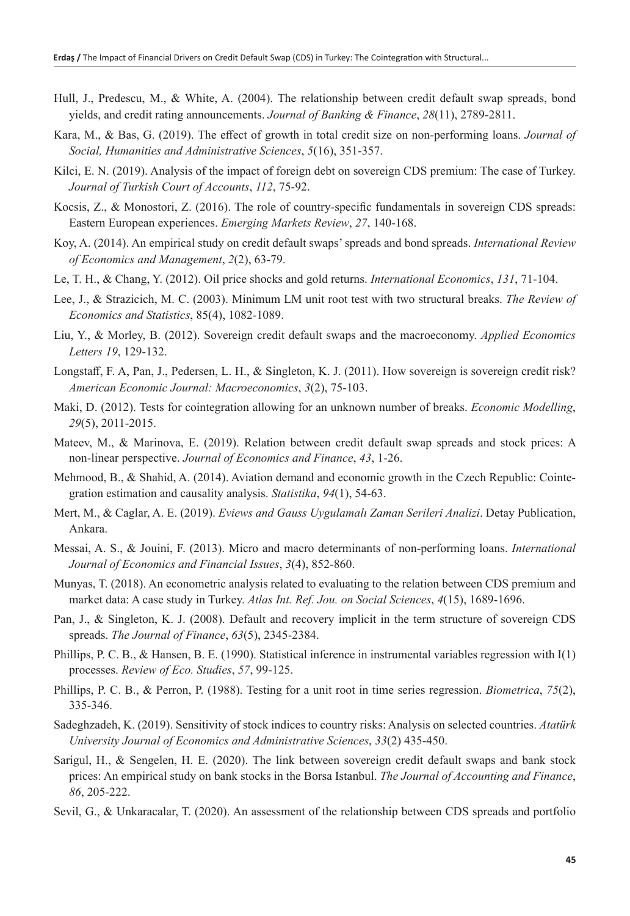Hull, J., Predescu, M., & White, A. (2004). The relationship between credit default swap spreads, bond yields, and credit rating announcements. *Journal of Banking & Finance*, *28*(11), 2789-2811.

Kara, M., & Bas, G. (2019). The effect of growth in total credit size on non-performing loans. *Journal of Social, Humanities and Administrative Sciences*, *5*(16), 351-357.

Kilci, E. N. (2019). Analysis of the impact of foreign debt on sovereign CDS premium: The case of Turkey. *Journal of Turkish Court of Accounts*, *112*, 75-92.

Kocsis, Z., & Monostori, Z. (2016). The role of country-specific fundamentals in sovereign CDS spreads: Eastern European experiences. *Emerging Markets Review*, *27*, 140-168.

Koy, A. (2014). An empirical study on credit default swaps' spreads and bond spreads. *International Review of Economics and Management*, *2*(2), 63-79.

Le, T. H., & Chang, Y. (2012). Oil price shocks and gold returns. *International Economics*, *131*, 71-104.

Lee, J., & Strazicich, M. C. (2003). Minimum LM unit root test with two structural breaks. *The Review of Economics and Statistics*, 85(4), 1082-1089.

Liu, Y., & Morley, B. (2012). Sovereign credit default swaps and the macroeconomy. *Applied Economics Letters 19*, 129-132.

Longstaff, F. A, Pan, J., Pedersen, L. H., & Singleton, K. J. (2011). How sovereign is sovereign credit risk? *American Economic Journal: Macroeconomics*, *3*(2), 75-103.

Maki, D. (2012). Tests for cointegration allowing for an unknown number of breaks. *Economic Modelling*, *29*(5), 2011-2015.

Mateev, M., & Marinova, E. (2019). Relation between credit default swap spreads and stock prices: A non-linear perspective. *Journal of Economics and Finance*, *43*, 1-26.

Mehmood, B., & Shahid, A. (2014). Aviation demand and economic growth in the Czech Republic: Cointegration estimation and causality analysis. *Statistika*, *94*(1), 54-63.

Mert, M., & Caglar, A. E. (2019). *Eviews and Gauss Uygulamalı Zaman Serileri Analizi*. Detay Publication, Ankara.

Messai, A. S., & Jouini, F. (2013). Micro and macro determinants of non-performing loans. *International Journal of Economics and Financial Issues*, *3*(4), 852-860.

Munyas, T. (2018). An econometric analysis related to evaluating to the relation between CDS premium and market data: A case study in Turkey. *Atlas Int. Ref. Jou. on Social Sciences*, *4*(15), 1689-1696.

Pan, J., & Singleton, K. J. (2008). Default and recovery implicit in the term structure of sovereign CDS spreads. *The Journal of Finance*, *63*(5), 2345-2384.

Phillips, P. C. B., & Hansen, B. E. (1990). Statistical inference in instrumental variables regression with I(1) processes. *Review of Eco. Studies*, *57*, 99-125.

Phillips, P. C. B., & Perron, P. (1988). Testing for a unit root in time series regression. *Biometrica*, *75*(2), 335-346.

Sadeghzadeh, K. (2019). Sensitivity of stock indices to country risks: Analysis on selected countries. *Atatürk University Journal of Economics and Administrative Sciences*, *33*(2) 435-450.

Sarigul, H., & Sengelen, H. E. (2020). The link between sovereign credit default swaps and bank stock prices: An empirical study on bank stocks in the Borsa Istanbul. *The Journal of Accounting and Finance*, *86*, 205-222.

Sevil, G., & Unkaracalar, T. (2020). An assessment of the relationship between CDS spreads and portfolio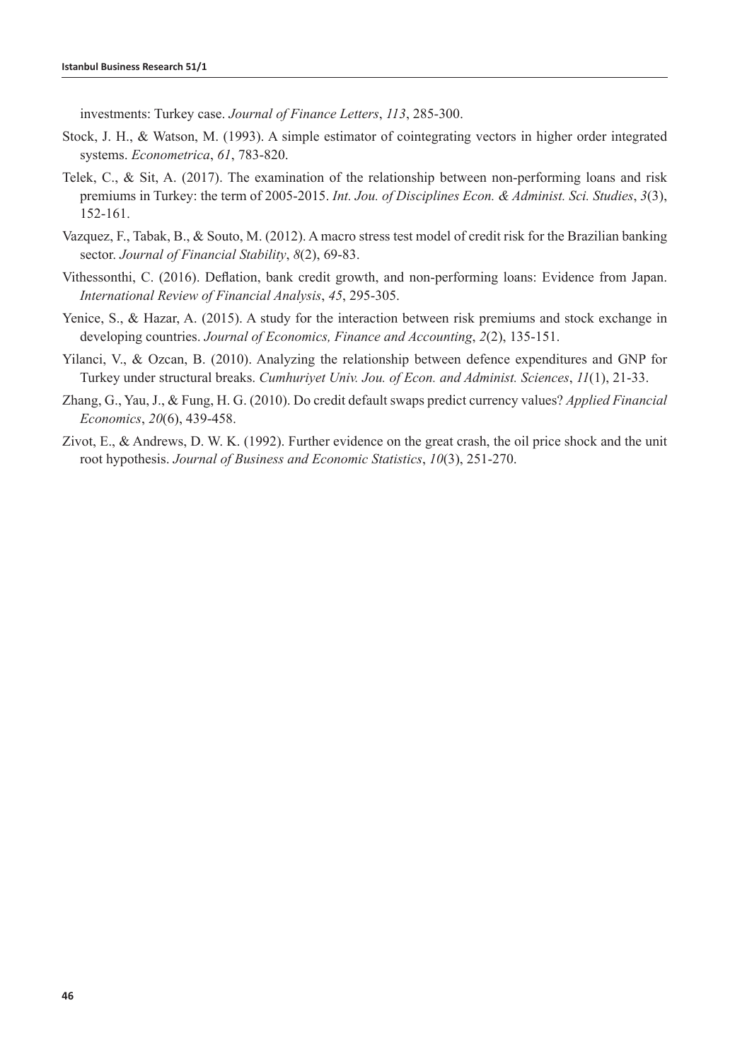investments: Turkey case. *Journal of Finance Letters*, *113*, 285-300.

Stock, J. H., & Watson, M. (1993). A simple estimator of cointegrating vectors in higher order integrated systems. *Econometrica*, *61*, 783-820.

Telek, C., & Sit, A. (2017). The examination of the relationship between non-performing loans and risk premiums in Turkey: the term of 2005-2015. *Int. Jou. of Disciplines Econ. & Administ. Sci. Studies*, *3*(3), 152-161.

Vazquez, F., Tabak, B., & Souto, M. (2012). A macro stress test model of credit risk for the Brazilian banking sector. *Journal of Financial Stability*, *8*(2), 69-83.

Vithessonthi, C. (2016). Deflation, bank credit growth, and non-performing loans: Evidence from Japan. *International Review of Financial Analysis*, *45*, 295-305.

Yenice, S., & Hazar, A. (2015). A study for the interaction between risk premiums and stock exchange in developing countries. *Journal of Economics, Finance and Accounting*, *2*(2), 135-151.

Yilanci, V., & Ozcan, B. (2010). Analyzing the relationship between defence expenditures and GNP for Turkey under structural breaks. *Cumhuriyet Univ. Jou. of Econ. and Administ. Sciences*, *11*(1), 21-33.

Zhang, G., Yau, J., & Fung, H. G. (2010). Do credit default swaps predict currency values? *Applied Financial Economics*, *20*(6), 439-458.

Zivot, E., & Andrews, D. W. K. (1992). Further evidence on the great crash, the oil price shock and the unit root hypothesis. *Journal of Business and Economic Statistics*, *10*(3), 251-270.